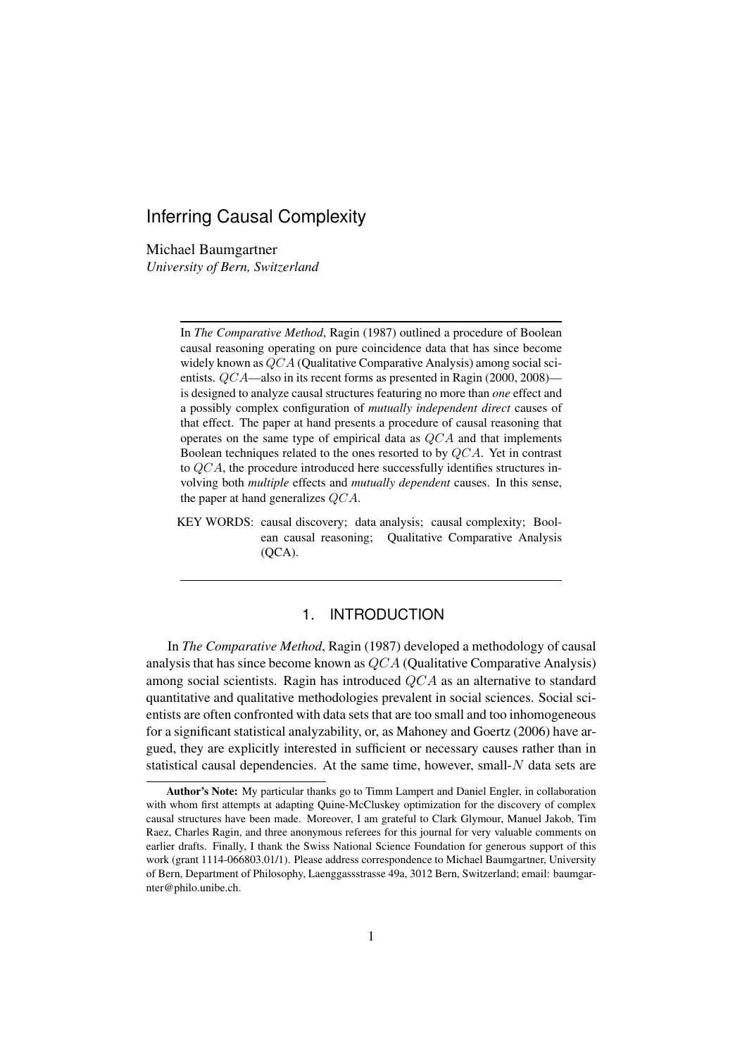# Inferring Causal Complexity

Michael Baumgartner
*University of Bern, Switzerland*

---

In *The Comparative Method*, Ragin (1987) outlined a procedure of Boolean causal reasoning operating on pure coincidence data that has since become widely known as $QCA$ (Qualitative Comparative Analysis) among social scientists. $QCA$—also in its recent forms as presented in Ragin (2000, 2008)—is designed to analyze causal structures featuring no more than *one* effect and a possibly complex configuration of *mutually independent direct* causes of that effect. The paper at hand presents a procedure of causal reasoning that operates on the same type of empirical data as $QCA$ and that implements Boolean techniques related to the ones resorted to by $QCA$. Yet in contrast to $QCA$, the procedure introduced here successfully identifies structures involving both *multiple* effects and *mutually dependent* causes. In this sense, the paper at hand generalizes $QCA$.

KEY WORDS: causal discovery; data analysis; causal complexity; Boolean causal reasoning; Qualitative Comparative Analysis (QCA).

---

## 1. INTRODUCTION

In *The Comparative Method*, Ragin (1987) developed a methodology of causal analysis that has since become known as $QCA$ (Qualitative Comparative Analysis) among social scientists. Ragin has introduced $QCA$ as an alternative to standard quantitative and qualitative methodologies prevalent in social sciences. Social scientists are often confronted with data sets that are too small and too inhomogeneous for a significant statistical analyzability, or, as Mahoney and Goertz (2006) have argued, they are explicitly interested in sufficient or necessary causes rather than in statistical causal dependencies. At the same time, however, small-$N$ data sets are

---

**Author's Note:** My particular thanks go to Timm Lampert and Daniel Engler, in collaboration with whom first attempts at adapting Quine-McCluskey optimization for the discovery of complex causal structures have been made. Moreover, I am grateful to Clark Glymour, Manuel Jakob, Tim Raez, Charles Ragin, and three anonymous referees for this journal for very valuable comments on earlier drafts. Finally, I thank the Swiss National Science Foundation for generous support of this work (grant 1114-066803.01/1). Please address correspondence to Michael Baumgartner, University of Bern, Department of Philosophy, Laenggassstrasse 49a, 3012 Bern, Switzerland; email: baumgartner@philo.unibe.ch.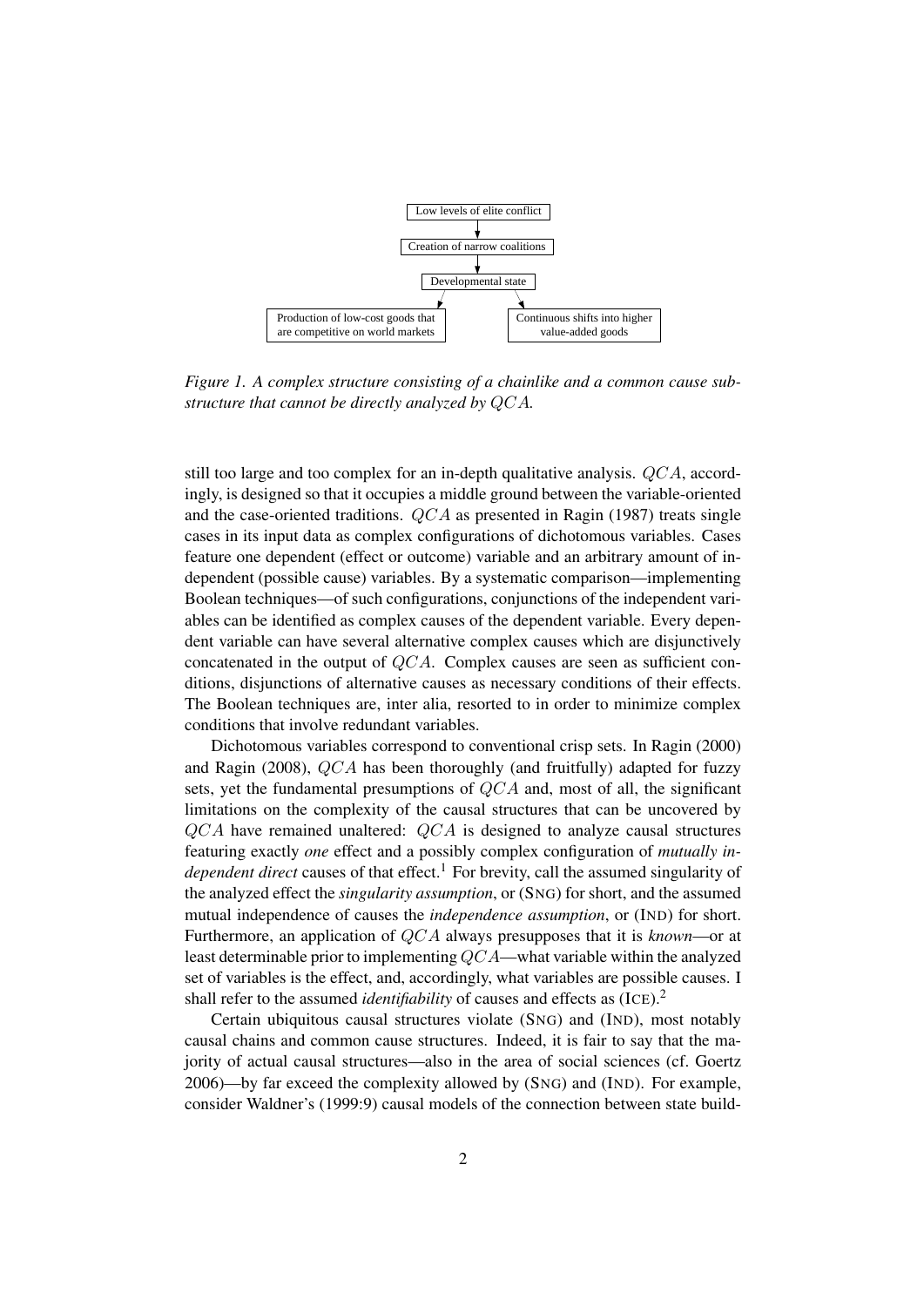Low levels of elite conflict → Creation of narrow coalitions → Developmental state → Production of low-cost goods that are competitive on world markets; Developmental state → Continuous shifts into higher value-added goods

*Figure 1. A complex structure consisting of a chainlike and a common cause substructure that cannot be directly analyzed by $QCA$.*

still too large and too complex for an in-depth qualitative analysis. $QCA$, accordingly, is designed so that it occupies a middle ground between the variable-oriented and the case-oriented traditions. $QCA$ as presented in Ragin (1987) treats single cases in its input data as complex configurations of dichotomous variables. Cases feature one dependent (effect or outcome) variable and an arbitrary amount of independent (possible cause) variables. By a systematic comparison—implementing Boolean techniques—of such configurations, conjunctions of the independent variables can be identified as complex causes of the dependent variable. Every dependent variable can have several alternative complex causes which are disjunctively concatenated in the output of $QCA$. Complex causes are seen as sufficient conditions, disjunctions of alternative causes as necessary conditions of their effects. The Boolean techniques are, inter alia, resorted to in order to minimize complex conditions that involve redundant variables.

Dichotomous variables correspond to conventional crisp sets. In Ragin (2000) and Ragin (2008), $QCA$ has been thoroughly (and fruitfully) adapted for fuzzy sets, yet the fundamental presumptions of $QCA$ and, most of all, the significant limitations on the complexity of the causal structures that can be uncovered by $QCA$ have remained unaltered: $QCA$ is designed to analyze causal structures featuring exactly *one* effect and a possibly complex configuration of *mutually independent direct* causes of that effect.[1] For brevity, call the assumed singularity of the analyzed effect the *singularity assumption*, or (SNG) for short, and the assumed mutual independence of causes the *independence assumption*, or (IND) for short. Furthermore, an application of $QCA$ always presupposes that it is *known*—or at least determinable prior to implementing $QCA$—what variable within the analyzed set of variables is the effect, and, accordingly, what variables are possible causes. I shall refer to the assumed *identifiability* of causes and effects as (ICE).[2]

Certain ubiquitous causal structures violate (SNG) and (IND), most notably causal chains and common cause structures. Indeed, it is fair to say that the majority of actual causal structures—also in the area of social sciences (cf. Goertz 2006)—by far exceed the complexity allowed by (SNG) and (IND). For example, consider Waldner's (1999:9) causal models of the connection between state build-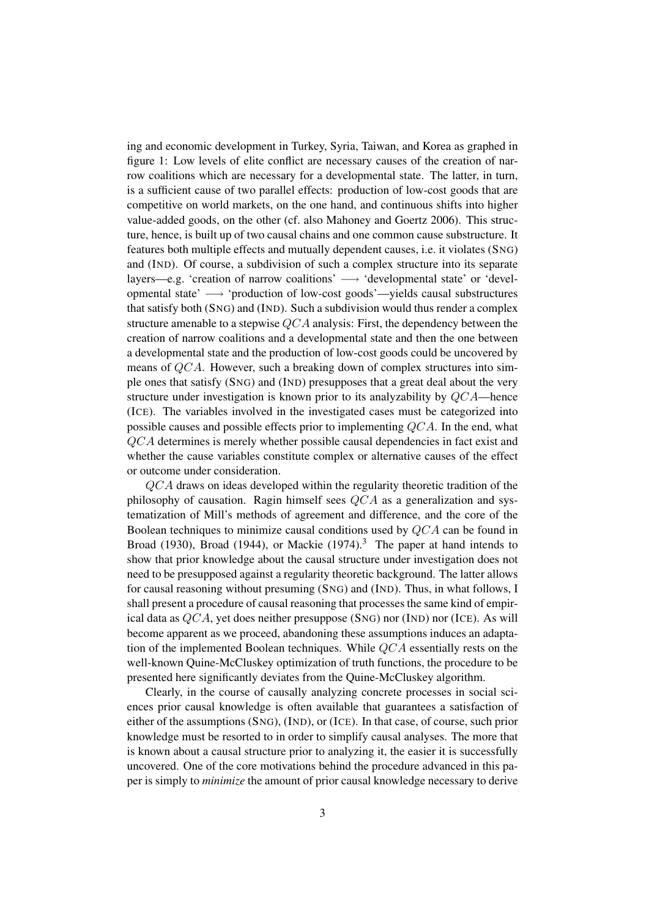ing and economic development in Turkey, Syria, Taiwan, and Korea as graphed in figure 1: Low levels of elite conflict are necessary causes of the creation of narrow coalitions which are necessary for a developmental state. The latter, in turn, is a sufficient cause of two parallel effects: production of low-cost goods that are competitive on world markets, on the one hand, and continuous shifts into higher value-added goods, on the other (cf. also Mahoney and Goertz 2006). This structure, hence, is built up of two causal chains and one common cause substructure. It features both multiple effects and mutually dependent causes, i.e. it violates (SNG) and (IND). Of course, a subdivision of such a complex structure into its separate layers—e.g. 'creation of narrow coalitions' $\longrightarrow$ 'developmental state' or 'developmental state' $\longrightarrow$ 'production of low-cost goods'—yields causal substructures that satisfy both (SNG) and (IND). Such a subdivision would thus render a complex structure amenable to a stepwise $QCA$ analysis: First, the dependency between the creation of narrow coalitions and a developmental state and then the one between a developmental state and the production of low-cost goods could be uncovered by means of $QCA$. However, such a breaking down of complex structures into simple ones that satisfy (SNG) and (IND) presupposes that a great deal about the very structure under investigation is known prior to its analyzability by $QCA$—hence (ICE). The variables involved in the investigated cases must be categorized into possible causes and possible effects prior to implementing $QCA$. In the end, what $QCA$ determines is merely whether possible causal dependencies in fact exist and whether the cause variables constitute complex or alternative causes of the effect or outcome under consideration.

$QCA$ draws on ideas developed within the regularity theoretic tradition of the philosophy of causation. Ragin himself sees $QCA$ as a generalization and systematization of Mill's methods of agreement and difference, and the core of the Boolean techniques to minimize causal conditions used by $QCA$ can be found in Broad (1930), Broad (1944), or Mackie (1974).[3] The paper at hand intends to show that prior knowledge about the causal structure under investigation does not need to be presupposed against a regularity theoretic background. The latter allows for causal reasoning without presuming (SNG) and (IND). Thus, in what follows, I shall present a procedure of causal reasoning that processes the same kind of empirical data as $QCA$, yet does neither presuppose (SNG) nor (IND) nor (ICE). As will become apparent as we proceed, abandoning these assumptions induces an adaptation of the implemented Boolean techniques. While $QCA$ essentially rests on the well-known Quine-McCluskey optimization of truth functions, the procedure to be presented here significantly deviates from the Quine-McCluskey algorithm.

Clearly, in the course of causally analyzing concrete processes in social sciences prior causal knowledge is often available that guarantees a satisfaction of either of the assumptions (SNG), (IND), or (ICE). In that case, of course, such prior knowledge must be resorted to in order to simplify causal analyses. The more that is known about a causal structure prior to analyzing it, the easier it is successfully uncovered. One of the core motivations behind the procedure advanced in this paper is simply to *minimize* the amount of prior causal knowledge necessary to derive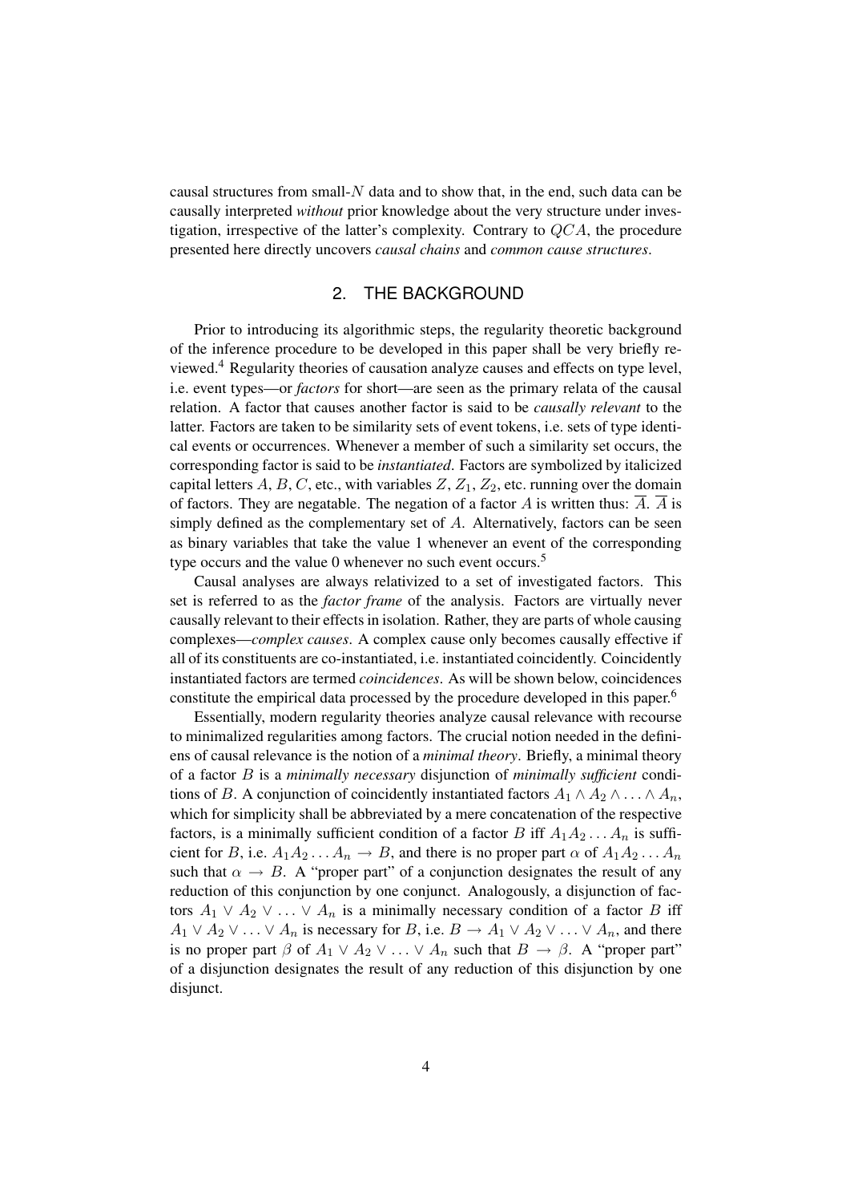causal structures from small-$N$ data and to show that, in the end, such data can be causally interpreted *without* prior knowledge about the very structure under investigation, irrespective of the latter's complexity. Contrary to $QCA$, the procedure presented here directly uncovers *causal chains* and *common cause structures*.

## 2. THE BACKGROUND

Prior to introducing its algorithmic steps, the regularity theoretic background of the inference procedure to be developed in this paper shall be very briefly reviewed.[4] Regularity theories of causation analyze causes and effects on type level, i.e. event types—or *factors* for short—are seen as the primary relata of the causal relation. A factor that causes another factor is said to be *causally relevant* to the latter. Factors are taken to be similarity sets of event tokens, i.e. sets of type identical events or occurrences. Whenever a member of such a similarity set occurs, the corresponding factor is said to be *instantiated*. Factors are symbolized by italicized capital letters $A$, $B$, $C$, etc., with variables $Z$, $Z_1$, $Z_2$, etc. running over the domain of factors. They are negatable. The negation of a factor $A$ is written thus: $\overline{A}$. $\overline{A}$ is simply defined as the complementary set of $A$. Alternatively, factors can be seen as binary variables that take the value 1 whenever an event of the corresponding type occurs and the value 0 whenever no such event occurs.[5]

Causal analyses are always relativized to a set of investigated factors. This set is referred to as the *factor frame* of the analysis. Factors are virtually never causally relevant to their effects in isolation. Rather, they are parts of whole causing complexes—*complex causes*. A complex cause only becomes causally effective if all of its constituents are co-instantiated, i.e. instantiated coincidently. Coincidently instantiated factors are termed *coincidences*. As will be shown below, coincidences constitute the empirical data processed by the procedure developed in this paper.[6]

Essentially, modern regularity theories analyze causal relevance with recourse to minimalized regularities among factors. The crucial notion needed in the definiens of causal relevance is the notion of a *minimal theory*. Briefly, a minimal theory of a factor $B$ is a *minimally necessary* disjunction of *minimally sufficient* conditions of $B$. A conjunction of coincidently instantiated factors $A_1 \wedge A_2 \wedge \ldots \wedge A_n$, which for simplicity shall be abbreviated by a mere concatenation of the respective factors, is a minimally sufficient condition of a factor $B$ iff $A_1A_2 \ldots A_n$ is sufficient for $B$, i.e. $A_1A_2 \ldots A_n \rightarrow B$, and there is no proper part $\alpha$ of $A_1A_2 \ldots A_n$ such that $\alpha \rightarrow B$. A "proper part" of a conjunction designates the result of any reduction of this conjunction by one conjunct. Analogously, a disjunction of factors $A_1 \vee A_2 \vee \ldots \vee A_n$ is a minimally necessary condition of a factor $B$ iff $A_1 \vee A_2 \vee \ldots \vee A_n$ is necessary for $B$, i.e. $B \rightarrow A_1 \vee A_2 \vee \ldots \vee A_n$, and there is no proper part $\beta$ of $A_1 \vee A_2 \vee \ldots \vee A_n$ such that $B \rightarrow \beta$. A "proper part" of a disjunction designates the result of any reduction of this disjunction by one disjunct.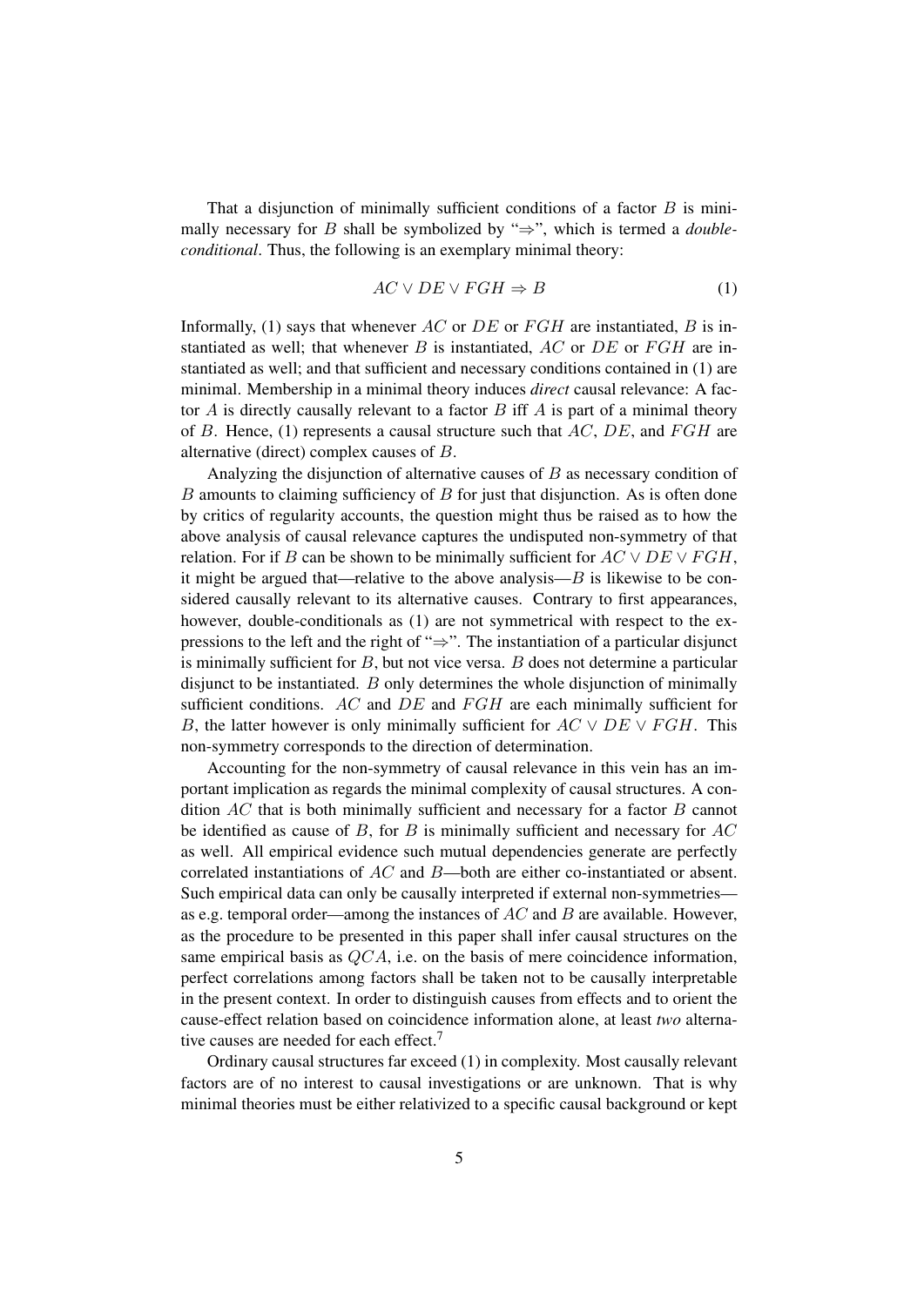That a disjunction of minimally sufficient conditions of a factor $B$ is minimally necessary for $B$ shall be symbolized by "$\Rightarrow$", which is termed a *double-conditional*. Thus, the following is an exemplary minimal theory:

$$AC \lor DE \lor FGH \Rightarrow B \tag{1}$$

Informally, (1) says that whenever $AC$ or $DE$ or $FGH$ are instantiated, $B$ is instantiated as well; that whenever $B$ is instantiated, $AC$ or $DE$ or $FGH$ are instantiated as well; and that sufficient and necessary conditions contained in (1) are minimal. Membership in a minimal theory induces *direct* causal relevance: A factor $A$ is directly causally relevant to a factor $B$ iff $A$ is part of a minimal theory of $B$. Hence, (1) represents a causal structure such that $AC$, $DE$, and $FGH$ are alternative (direct) complex causes of $B$.

Analyzing the disjunction of alternative causes of $B$ as necessary condition of $B$ amounts to claiming sufficiency of $B$ for just that disjunction. As is often done by critics of regularity accounts, the question might thus be raised as to how the above analysis of causal relevance captures the undisputed non-symmetry of that relation. For if $B$ can be shown to be minimally sufficient for $AC \lor DE \lor FGH$, it might be argued that—relative to the above analysis—$B$ is likewise to be considered causally relevant to its alternative causes. Contrary to first appearances, however, double-conditionals as (1) are not symmetrical with respect to the expressions to the left and the right of "$\Rightarrow$". The instantiation of a particular disjunct is minimally sufficient for $B$, but not vice versa. $B$ does not determine a particular disjunct to be instantiated. $B$ only determines the whole disjunction of minimally sufficient conditions. $AC$ and $DE$ and $FGH$ are each minimally sufficient for $B$, the latter however is only minimally sufficient for $AC \lor DE \lor FGH$. This non-symmetry corresponds to the direction of determination.

Accounting for the non-symmetry of causal relevance in this vein has an important implication as regards the minimal complexity of causal structures. A condition $AC$ that is both minimally sufficient and necessary for a factor $B$ cannot be identified as cause of $B$, for $B$ is minimally sufficient and necessary for $AC$ as well. All empirical evidence such mutual dependencies generate are perfectly correlated instantiations of $AC$ and $B$—both are either co-instantiated or absent. Such empirical data can only be causally interpreted if external non-symmetries—as e.g. temporal order—among the instances of $AC$ and $B$ are available. However, as the procedure to be presented in this paper shall infer causal structures on the same empirical basis as $QCA$, i.e. on the basis of mere coincidence information, perfect correlations among factors shall be taken not to be causally interpretable in the present context. In order to distinguish causes from effects and to orient the cause-effect relation based on coincidence information alone, at least *two* alternative causes are needed for each effect.[7]

Ordinary causal structures far exceed (1) in complexity. Most causally relevant factors are of no interest to causal investigations or are unknown. That is why minimal theories must be either relativized to a specific causal background or kept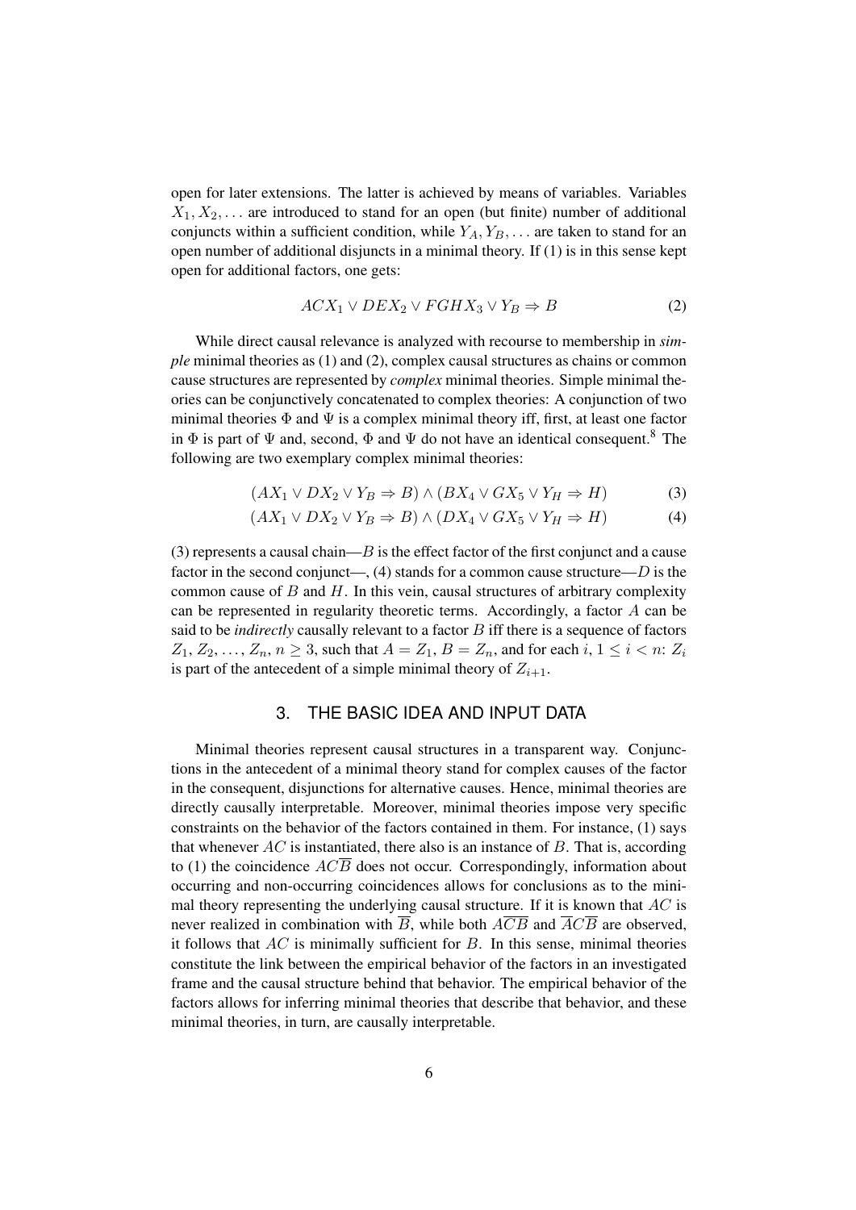open for later extensions. The latter is achieved by means of variables. Variables $X_1, X_2, \ldots$ are introduced to stand for an open (but finite) number of additional conjuncts within a sufficient condition, while $Y_A, Y_B, \ldots$ are taken to stand for an open number of additional disjuncts in a minimal theory. If (1) is in this sense kept open for additional factors, one gets:

$$ACX_1 \vee DEX_2 \vee FGHX_3 \vee Y_B \Rightarrow B \tag{2}$$

While direct causal relevance is analyzed with recourse to membership in *simple* minimal theories as (1) and (2), complex causal structures as chains or common cause structures are represented by *complex* minimal theories. Simple minimal theories can be conjunctively concatenated to complex theories: A conjunction of two minimal theories $\Phi$ and $\Psi$ is a complex minimal theory iff, first, at least one factor in $\Phi$ is part of $\Psi$ and, second, $\Phi$ and $\Psi$ do not have an identical consequent.[8] The following are two exemplary complex minimal theories:

$$(AX_1 \vee DX_2 \vee Y_B \Rightarrow B) \wedge (BX_4 \vee GX_5 \vee Y_H \Rightarrow H) \tag{3}$$

$$(AX_1 \vee DX_2 \vee Y_B \Rightarrow B) \wedge (DX_4 \vee GX_5 \vee Y_H \Rightarrow H) \tag{4}$$

(3) represents a causal chain—$B$ is the effect factor of the first conjunct and a cause factor in the second conjunct—, (4) stands for a common cause structure—$D$ is the common cause of $B$ and $H$. In this vein, causal structures of arbitrary complexity can be represented in regularity theoretic terms. Accordingly, a factor $A$ can be said to be *indirectly* causally relevant to a factor $B$ iff there is a sequence of factors $Z_1, Z_2, \ldots, Z_n$, $n \geq 3$, such that $A = Z_1$, $B = Z_n$, and for each $i$, $1 \leq i < n$: $Z_i$ is part of the antecedent of a simple minimal theory of $Z_{i+1}$.

## 3. THE BASIC IDEA AND INPUT DATA

Minimal theories represent causal structures in a transparent way. Conjunctions in the antecedent of a minimal theory stand for complex causes of the factor in the consequent, disjunctions for alternative causes. Hence, minimal theories are directly causally interpretable. Moreover, minimal theories impose very specific constraints on the behavior of the factors contained in them. For instance, (1) says that whenever $AC$ is instantiated, there also is an instance of $B$. That is, according to (1) the coincidence $AC\overline{B}$ does not occur. Correspondingly, information about occurring and non-occurring coincidences allows for conclusions as to the minimal theory representing the underlying causal structure. If it is known that $AC$ is never realized in combination with $\overline{B}$, while both $A\overline{C}\overline{B}$ and $\overline{A}C\overline{B}$ are observed, it follows that $AC$ is minimally sufficient for $B$. In this sense, minimal theories constitute the link between the empirical behavior of the factors in an investigated frame and the causal structure behind that behavior. The empirical behavior of the factors allows for inferring minimal theories that describe that behavior, and these minimal theories, in turn, are causally interpretable.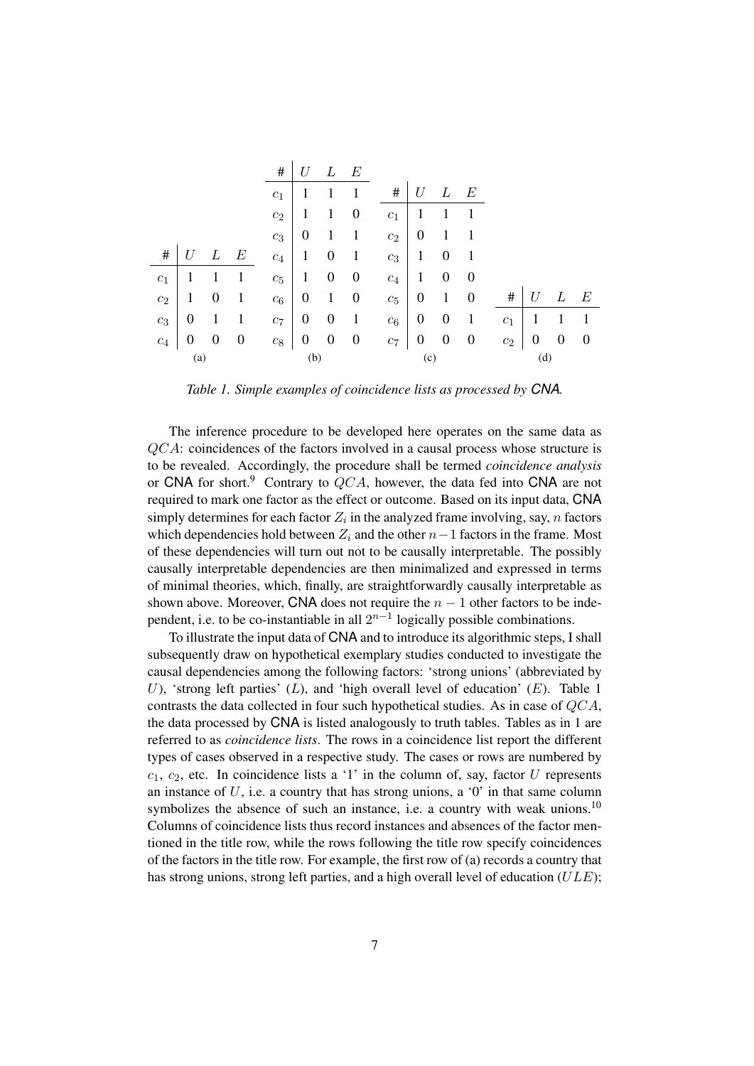| # | $U$ | $L$ | $E$ |
|---|---|---|---|
| $c_1$ | 1 | 1 | 1 |
| $c_2$ | 1 | 0 | 1 |
| $c_3$ | 0 | 1 | 1 |
| $c_4$ | 0 | 0 | 0 |

(a)

| # | $U$ | $L$ | $E$ |
|---|---|---|---|
| $c_1$ | 1 | 1 | 1 |
| $c_2$ | 1 | 1 | 0 |
| $c_3$ | 0 | 1 | 1 |
| $c_4$ | 1 | 0 | 1 |
| $c_5$ | 1 | 0 | 0 |
| $c_6$ | 0 | 1 | 0 |
| $c_7$ | 0 | 0 | 1 |
| $c_8$ | 0 | 0 | 0 |

(b)

| # | $U$ | $L$ | $E$ |
|---|---|---|---|
| $c_1$ | 1 | 1 | 1 |
| $c_2$ | 0 | 1 | 1 |
| $c_3$ | 1 | 0 | 1 |
| $c_4$ | 1 | 0 | 0 |
| $c_5$ | 0 | 1 | 0 |
| $c_6$ | 0 | 0 | 1 |
| $c_7$ | 0 | 0 | 0 |

(c)

| # | $U$ | $L$ | $E$ |
|---|---|---|---|
| $c_1$ | 1 | 1 | 1 |
| $c_2$ | 0 | 0 | 0 |

(d)

*Table 1. Simple examples of coincidence lists as processed by CNA.*

The inference procedure to be developed here operates on the same data as $QCA$: coincidences of the factors involved in a causal process whose structure is to be revealed. Accordingly, the procedure shall be termed *coincidence analysis* or CNA for short.[9] Contrary to $QCA$, however, the data fed into CNA are not required to mark one factor as the effect or outcome. Based on its input data, CNA simply determines for each factor $Z_i$ in the analyzed frame involving, say, $n$ factors which dependencies hold between $Z_i$ and the other $n-1$ factors in the frame. Most of these dependencies will turn out not to be causally interpretable. The possibly causally interpretable dependencies are then minimalized and expressed in terms of minimal theories, which, finally, are straightforwardly causally interpretable as shown above. Moreover, CNA does not require the $n-1$ other factors to be independent, i.e. to be co-instantiable in all $2^{n-1}$ logically possible combinations.

To illustrate the input data of CNA and to introduce its algorithmic steps, I shall subsequently draw on hypothetical exemplary studies conducted to investigate the causal dependencies among the following factors: 'strong unions' (abbreviated by $U$), 'strong left parties' ($L$), and 'high overall level of education' ($E$). Table 1 contrasts the data collected in four such hypothetical studies. As in case of $QCA$, the data processed by CNA is listed analogously to truth tables. Tables as in 1 are referred to as *coincidence lists*. The rows in a coincidence list report the different types of cases observed in a respective study. The cases or rows are numbered by $c_1$, $c_2$, etc. In coincidence lists a '1' in the column of, say, factor $U$ represents an instance of $U$, i.e. a country that has strong unions, a '0' in that same column symbolizes the absence of such an instance, i.e. a country with weak unions.[10] Columns of coincidence lists thus record instances and absences of the factor mentioned in the title row, while the rows following the title row specify coincidences of the factors in the title row. For example, the first row of (a) records a country that has strong unions, strong left parties, and a high overall level of education ($ULE$);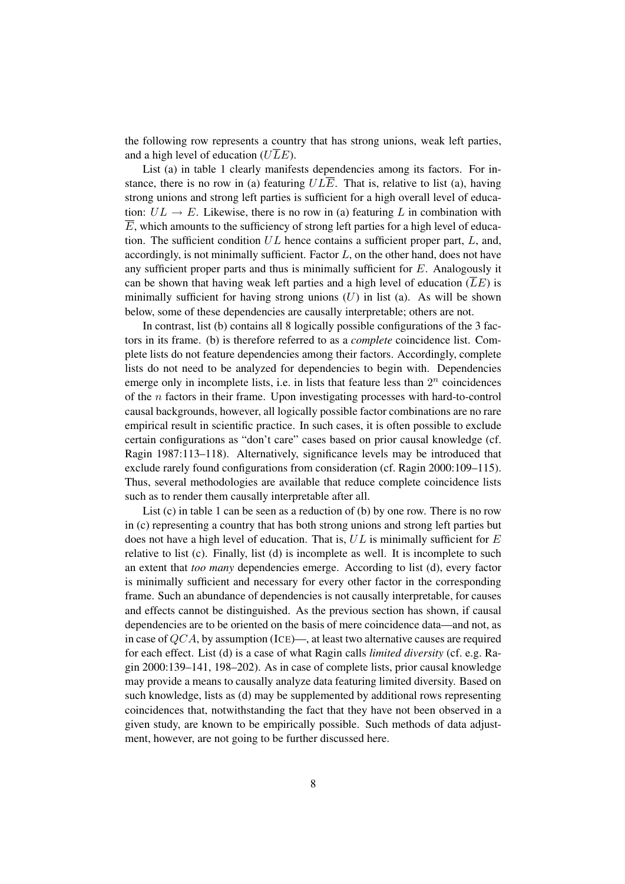the following row represents a country that has strong unions, weak left parties, and a high level of education ($U\overline{L}E$).

List (a) in table 1 clearly manifests dependencies among its factors. For instance, there is no row in (a) featuring $UL\overline{E}$. That is, relative to list (a), having strong unions and strong left parties is sufficient for a high overall level of education: $UL \rightarrow E$. Likewise, there is no row in (a) featuring $L$ in combination with $\overline{E}$, which amounts to the sufficiency of strong left parties for a high level of education. The sufficient condition $UL$ hence contains a sufficient proper part, $L$, and, accordingly, is not minimally sufficient. Factor $L$, on the other hand, does not have any sufficient proper parts and thus is minimally sufficient for $E$. Analogously it can be shown that having weak left parties and a high level of education ($\overline{L}E$) is minimally sufficient for having strong unions ($U$) in list (a). As will be shown below, some of these dependencies are causally interpretable; others are not.

In contrast, list (b) contains all 8 logically possible configurations of the 3 factors in its frame. (b) is therefore referred to as a *complete* coincidence list. Complete lists do not feature dependencies among their factors. Accordingly, complete lists do not need to be analyzed for dependencies to begin with. Dependencies emerge only in incomplete lists, i.e. in lists that feature less than $2^n$ coincidences of the $n$ factors in their frame. Upon investigating processes with hard-to-control causal backgrounds, however, all logically possible factor combinations are no rare empirical result in scientific practice. In such cases, it is often possible to exclude certain configurations as "don't care" cases based on prior causal knowledge (cf. Ragin 1987:113–118). Alternatively, significance levels may be introduced that exclude rarely found configurations from consideration (cf. Ragin 2000:109–115). Thus, several methodologies are available that reduce complete coincidence lists such as to render them causally interpretable after all.

List (c) in table 1 can be seen as a reduction of (b) by one row. There is no row in (c) representing a country that has both strong unions and strong left parties but does not have a high level of education. That is, $UL$ is minimally sufficient for $E$ relative to list (c). Finally, list (d) is incomplete as well. It is incomplete to such an extent that *too many* dependencies emerge. According to list (d), every factor is minimally sufficient and necessary for every other factor in the corresponding frame. Such an abundance of dependencies is not causally interpretable, for causes and effects cannot be distinguished. As the previous section has shown, if causal dependencies are to be oriented on the basis of mere coincidence data—and not, as in case of $QCA$, by assumption (ICE)—, at least two alternative causes are required for each effect. List (d) is a case of what Ragin calls *limited diversity* (cf. e.g. Ragin 2000:139–141, 198–202). As in case of complete lists, prior causal knowledge may provide a means to causally analyze data featuring limited diversity. Based on such knowledge, lists as (d) may be supplemented by additional rows representing coincidences that, notwithstanding the fact that they have not been observed in a given study, are known to be empirically possible. Such methods of data adjustment, however, are not going to be further discussed here.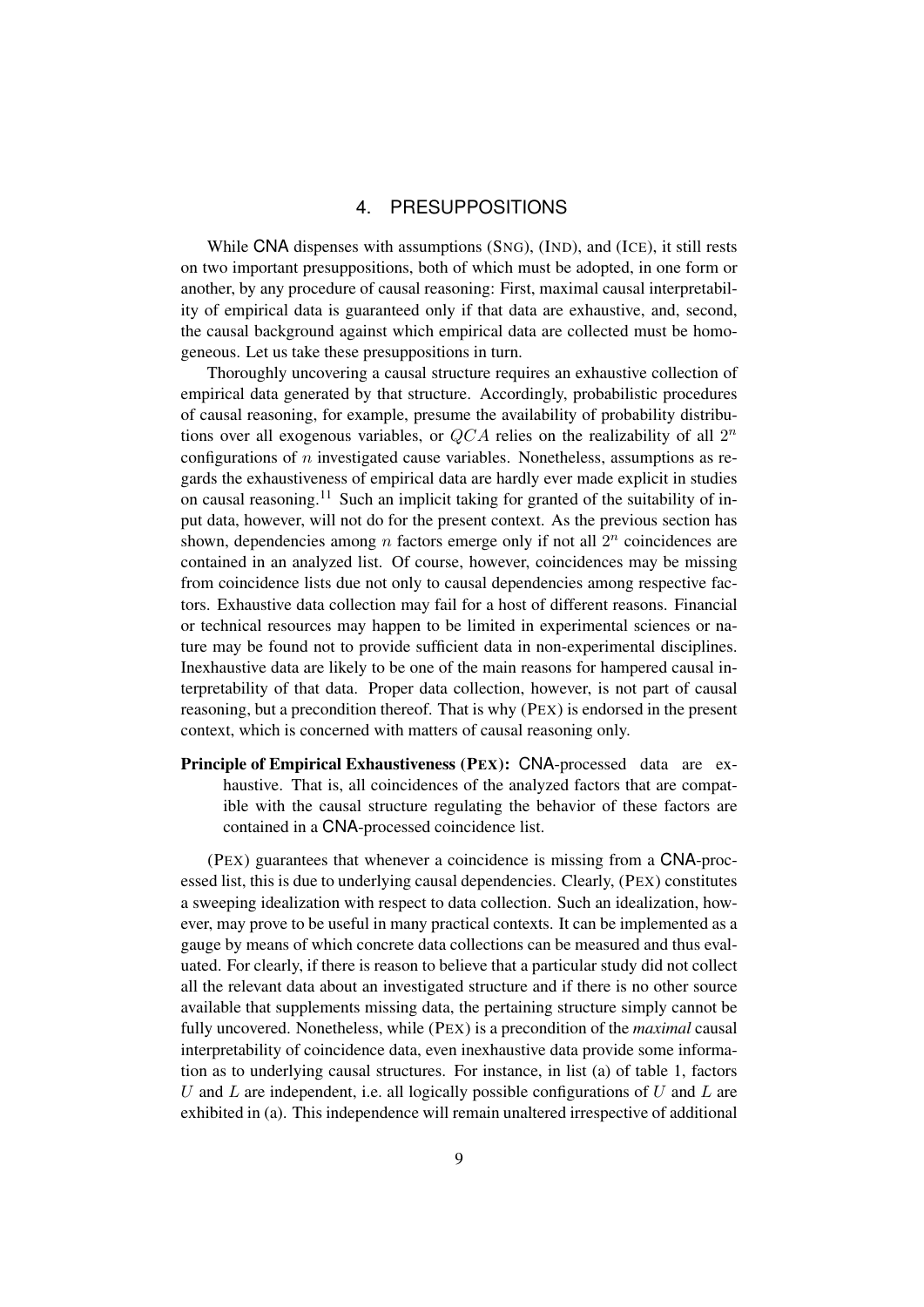## 4. PRESUPPOSITIONS

While CNA dispenses with assumptions (SNG), (IND), and (ICE), it still rests on two important presuppositions, both of which must be adopted, in one form or another, by any procedure of causal reasoning: First, maximal causal interpretability of empirical data is guaranteed only if that data are exhaustive, and, second, the causal background against which empirical data are collected must be homogeneous. Let us take these presuppositions in turn.

Thoroughly uncovering a causal structure requires an exhaustive collection of empirical data generated by that structure. Accordingly, probabilistic procedures of causal reasoning, for example, presume the availability of probability distributions over all exogenous variables, or $QCA$ relies on the realizability of all $2^n$ configurations of $n$ investigated cause variables. Nonetheless, assumptions as regards the exhaustiveness of empirical data are hardly ever made explicit in studies on causal reasoning.[11] Such an implicit taking for granted of the suitability of input data, however, will not do for the present context. As the previous section has shown, dependencies among $n$ factors emerge only if not all $2^n$ coincidences are contained in an analyzed list. Of course, however, coincidences may be missing from coincidence lists due not only to causal dependencies among respective factors. Exhaustive data collection may fail for a host of different reasons. Financial or technical resources may happen to be limited in experimental sciences or nature may be found not to provide sufficient data in non-experimental disciplines. Inexhaustive data are likely to be one of the main reasons for hampered causal interpretability of that data. Proper data collection, however, is not part of causal reasoning, but a precondition thereof. That is why (PEX) is endorsed in the present context, which is concerned with matters of causal reasoning only.

**Principle of Empirical Exhaustiveness (PEX):** CNA-processed data are exhaustive. That is, all coincidences of the analyzed factors that are compatible with the causal structure regulating the behavior of these factors are contained in a CNA-processed coincidence list.

(PEX) guarantees that whenever a coincidence is missing from a CNA-processed list, this is due to underlying causal dependencies. Clearly, (PEX) constitutes a sweeping idealization with respect to data collection. Such an idealization, however, may prove to be useful in many practical contexts. It can be implemented as a gauge by means of which concrete data collections can be measured and thus evaluated. For clearly, if there is reason to believe that a particular study did not collect all the relevant data about an investigated structure and if there is no other source available that supplements missing data, the pertaining structure simply cannot be fully uncovered. Nonetheless, while (PEX) is a precondition of the *maximal* causal interpretability of coincidence data, even inexhaustive data provide some information as to underlying causal structures. For instance, in list (a) of table 1, factors $U$ and $L$ are independent, i.e. all logically possible configurations of $U$ and $L$ are exhibited in (a). This independence will remain unaltered irrespective of additional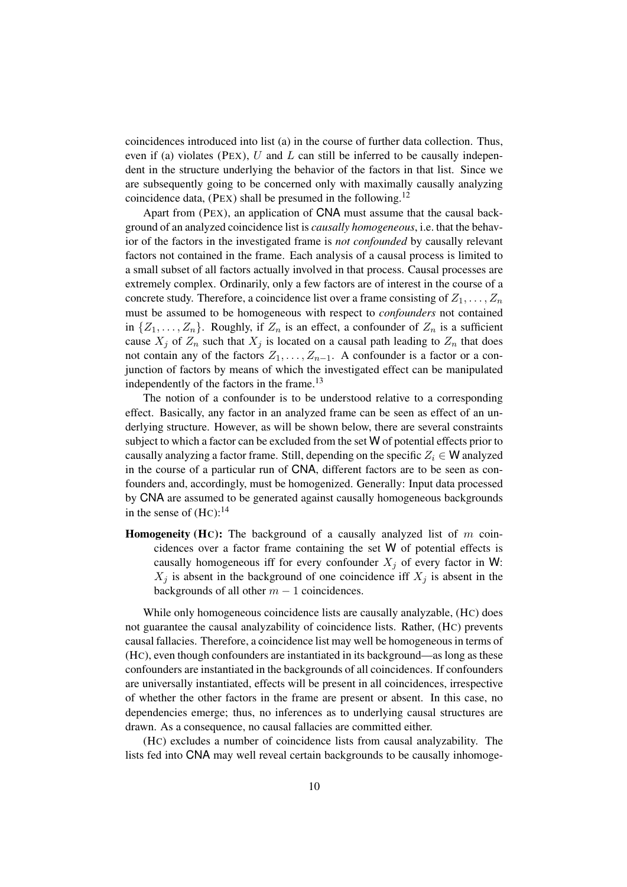coincidences introduced into list (a) in the course of further data collection. Thus, even if (a) violates (PEX), $U$ and $L$ can still be inferred to be causally independent in the structure underlying the behavior of the factors in that list. Since we are subsequently going to be concerned only with maximally causally analyzing coincidence data, (PEX) shall be presumed in the following.[12]

Apart from (PEX), an application of CNA must assume that the causal background of an analyzed coincidence list is *causally homogeneous*, i.e. that the behavior of the factors in the investigated frame is *not confounded* by causally relevant factors not contained in the frame. Each analysis of a causal process is limited to a small subset of all factors actually involved in that process. Causal processes are extremely complex. Ordinarily, only a few factors are of interest in the course of a concrete study. Therefore, a coincidence list over a frame consisting of $Z_1, \ldots, Z_n$ must be assumed to be homogeneous with respect to *confounders* not contained in $\{Z_1, \ldots, Z_n\}$. Roughly, if $Z_n$ is an effect, a confounder of $Z_n$ is a sufficient cause $X_j$ of $Z_n$ such that $X_j$ is located on a causal path leading to $Z_n$ that does not contain any of the factors $Z_1, \ldots, Z_{n-1}$. A confounder is a factor or a conjunction of factors by means of which the investigated effect can be manipulated independently of the factors in the frame.[13]

The notion of a confounder is to be understood relative to a corresponding effect. Basically, any factor in an analyzed frame can be seen as effect of an underlying structure. However, as will be shown below, there are several constraints subject to which a factor can be excluded from the set $\mathsf{W}$ of potential effects prior to causally analyzing a factor frame. Still, depending on the specific $Z_i \in \mathsf{W}$ analyzed in the course of a particular run of CNA, different factors are to be seen as confounders and, accordingly, must be homogenized. Generally: Input data processed by CNA are assumed to be generated against causally homogeneous backgrounds in the sense of (HC):[14]

**Homogeneity (HC):** The background of a causally analyzed list of $m$ coincidences over a factor frame containing the set $\mathsf{W}$ of potential effects is causally homogeneous iff for every confounder $X_j$ of every factor in $\mathsf{W}$: $X_j$ is absent in the background of one coincidence iff $X_j$ is absent in the backgrounds of all other $m - 1$ coincidences.

While only homogeneous coincidence lists are causally analyzable, (HC) does not guarantee the causal analyzability of coincidence lists. Rather, (HC) prevents causal fallacies. Therefore, a coincidence list may well be homogeneous in terms of (HC), even though confounders are instantiated in its background—as long as these confounders are instantiated in the backgrounds of all coincidences. If confounders are universally instantiated, effects will be present in all coincidences, irrespective of whether the other factors in the frame are present or absent. In this case, no dependencies emerge; thus, no inferences as to underlying causal structures are drawn. As a consequence, no causal fallacies are committed either.

(HC) excludes a number of coincidence lists from causal analyzability. The lists fed into CNA may well reveal certain backgrounds to be causally inhomoge-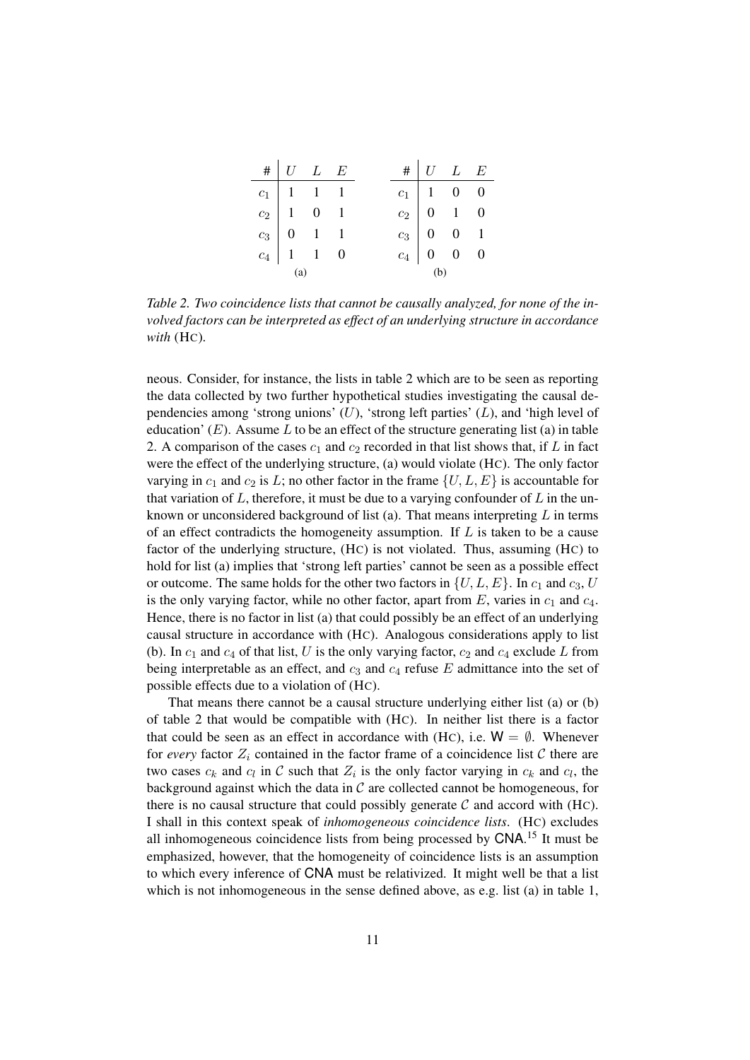| # | $U$ | $L$ | $E$ |
|---|---|---|---|
| $c_1$ | 1 | 1 | 1 |
| $c_2$ | 1 | 0 | 1 |
| $c_3$ | 0 | 1 | 1 |
| $c_4$ | 1 | 1 | 0 |

(a)

| # | $U$ | $L$ | $E$ |
|---|---|---|---|
| $c_1$ | 1 | 0 | 0 |
| $c_2$ | 0 | 1 | 0 |
| $c_3$ | 0 | 0 | 1 |
| $c_4$ | 0 | 0 | 0 |

(b)

*Table 2. Two coincidence lists that cannot be causally analyzed, for none of the involved factors can be interpreted as effect of an underlying structure in accordance with* (HC).

neous. Consider, for instance, the lists in table 2 which are to be seen as reporting the data collected by two further hypothetical studies investigating the causal dependencies among 'strong unions' ($U$), 'strong left parties' ($L$), and 'high level of education' ($E$). Assume $L$ to be an effect of the structure generating list (a) in table 2. A comparison of the cases $c_1$ and $c_2$ recorded in that list shows that, if $L$ in fact were the effect of the underlying structure, (a) would violate (HC). The only factor varying in $c_1$ and $c_2$ is $L$; no other factor in the frame $\{U, L, E\}$ is accountable for that variation of $L$, therefore, it must be due to a varying confounder of $L$ in the unknown or unconsidered background of list (a). That means interpreting $L$ in terms of an effect contradicts the homogeneity assumption. If $L$ is taken to be a cause factor of the underlying structure, (HC) is not violated. Thus, assuming (HC) to hold for list (a) implies that 'strong left parties' cannot be seen as a possible effect or outcome. The same holds for the other two factors in $\{U, L, E\}$. In $c_1$ and $c_3$, $U$ is the only varying factor, while no other factor, apart from $E$, varies in $c_1$ and $c_4$. Hence, there is no factor in list (a) that could possibly be an effect of an underlying causal structure in accordance with (HC). Analogous considerations apply to list (b). In $c_1$ and $c_4$ of that list, $U$ is the only varying factor, $c_2$ and $c_4$ exclude $L$ from being interpretable as an effect, and $c_3$ and $c_4$ refuse $E$ admittance into the set of possible effects due to a violation of (HC).

That means there cannot be a causal structure underlying either list (a) or (b) of table 2 that would be compatible with (HC). In neither list there is a factor that could be seen as an effect in accordance with (HC), i.e. $\mathsf{W} = \emptyset$. Whenever for *every* factor $Z_i$ contained in the factor frame of a coincidence list $\mathcal{C}$ there are two cases $c_k$ and $c_l$ in $\mathcal{C}$ such that $Z_i$ is the only factor varying in $c_k$ and $c_l$, the background against which the data in $\mathcal{C}$ are collected cannot be homogeneous, for there is no causal structure that could possibly generate $\mathcal{C}$ and accord with (HC). I shall in this context speak of *inhomogeneous coincidence lists*. (HC) excludes all inhomogeneous coincidence lists from being processed by CNA.[15] It must be emphasized, however, that the homogeneity of coincidence lists is an assumption to which every inference of CNA must be relativized. It might well be that a list which is not inhomogeneous in the sense defined above, as e.g. list (a) in table 1,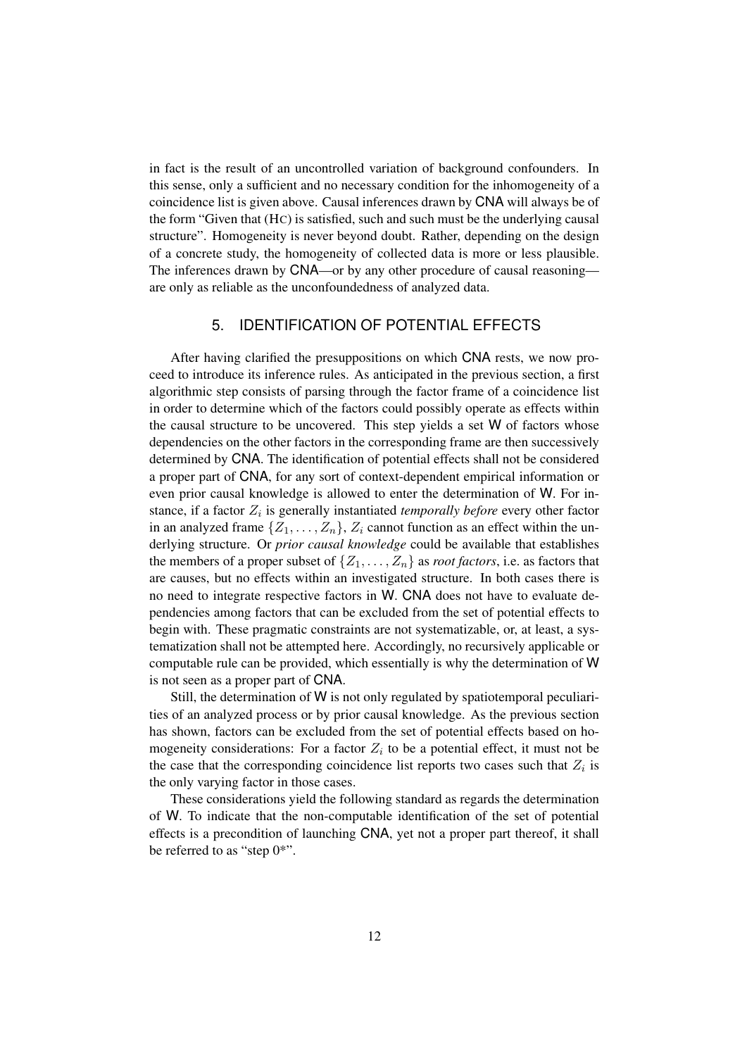in fact is the result of an uncontrolled variation of background confounders. In this sense, only a sufficient and no necessary condition for the inhomogeneity of a coincidence list is given above. Causal inferences drawn by CNA will always be of the form "Given that (HC) is satisfied, such and such must be the underlying causal structure". Homogeneity is never beyond doubt. Rather, depending on the design of a concrete study, the homogeneity of collected data is more or less plausible. The inferences drawn by CNA—or by any other procedure of causal reasoning—are only as reliable as the unconfoundedness of analyzed data.

## 5. IDENTIFICATION OF POTENTIAL EFFECTS

After having clarified the presuppositions on which CNA rests, we now proceed to introduce its inference rules. As anticipated in the previous section, a first algorithmic step consists of parsing through the factor frame of a coincidence list in order to determine which of the factors could possibly operate as effects within the causal structure to be uncovered. This step yields a set W of factors whose dependencies on the other factors in the corresponding frame are then successively determined by CNA. The identification of potential effects shall not be considered a proper part of CNA, for any sort of context-dependent empirical information or even prior causal knowledge is allowed to enter the determination of W. For instance, if a factor $Z_i$ is generally instantiated *temporally before* every other factor in an analyzed frame $\{Z_1, \ldots, Z_n\}$, $Z_i$ cannot function as an effect within the underlying structure. Or *prior causal knowledge* could be available that establishes the members of a proper subset of $\{Z_1, \ldots, Z_n\}$ as *root factors*, i.e. as factors that are causes, but no effects within an investigated structure. In both cases there is no need to integrate respective factors in W. CNA does not have to evaluate dependencies among factors that can be excluded from the set of potential effects to begin with. These pragmatic constraints are not systematizable, or, at least, a systematization shall not be attempted here. Accordingly, no recursively applicable or computable rule can be provided, which essentially is why the determination of W is not seen as a proper part of CNA.

Still, the determination of W is not only regulated by spatiotemporal peculiarities of an analyzed process or by prior causal knowledge. As the previous section has shown, factors can be excluded from the set of potential effects based on homogeneity considerations: For a factor $Z_i$ to be a potential effect, it must not be the case that the corresponding coincidence list reports two cases such that $Z_i$ is the only varying factor in those cases.

These considerations yield the following standard as regards the determination of W. To indicate that the non-computable identification of the set of potential effects is a precondition of launching CNA, yet not a proper part thereof, it shall be referred to as "step 0*".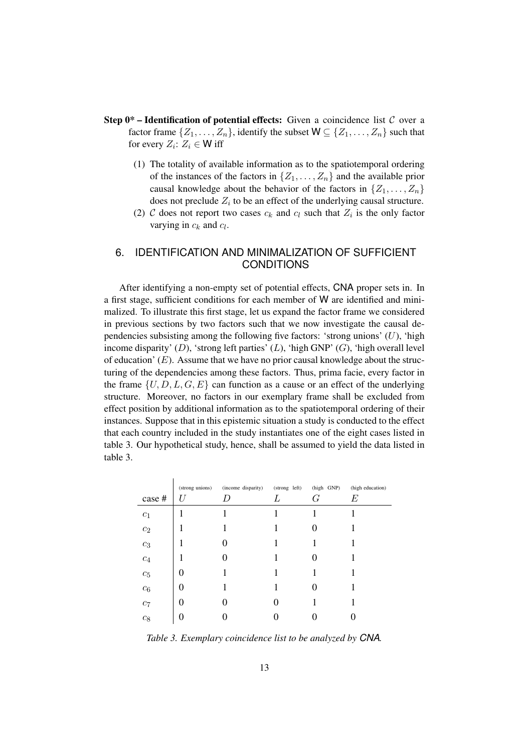**Step 0* – Identification of potential effects:** Given a coincidence list $\mathcal{C}$ over a factor frame $\{Z_1, \ldots, Z_n\}$, identify the subset $\mathsf{W} \subseteq \{Z_1, \ldots, Z_n\}$ such that for every $Z_i$: $Z_i \in \mathsf{W}$ iff

(1) The totality of available information as to the spatiotemporal ordering of the instances of the factors in $\{Z_1, \ldots, Z_n\}$ and the available prior causal knowledge about the behavior of the factors in $\{Z_1, \ldots, Z_n\}$ does not preclude $Z_i$ to be an effect of the underlying causal structure.

(2) $\mathcal{C}$ does not report two cases $c_k$ and $c_l$ such that $Z_i$ is the only factor varying in $c_k$ and $c_l$.

## 6. IDENTIFICATION AND MINIMALIZATION OF SUFFICIENT CONDITIONS

After identifying a non-empty set of potential effects, CNA proper sets in. In a first stage, sufficient conditions for each member of $\mathsf{W}$ are identified and minimalized. To illustrate this first stage, let us expand the factor frame we considered in previous sections by two factors such that we now investigate the causal dependencies subsisting among the following five factors: 'strong unions' ($U$), 'high income disparity' ($D$), 'strong left parties' ($L$), 'high GNP' ($G$), 'high overall level of education' ($E$). Assume that we have no prior causal knowledge about the structuring of the dependencies among these factors. Thus, prima facie, every factor in the frame $\{U, D, L, G, E\}$ can function as a cause or an effect of the underlying structure. Moreover, no factors in our exemplary frame shall be excluded from effect position by additional information as to the spatiotemporal ordering of their instances. Suppose that in this epistemic situation a study is conducted to the effect that each country included in the study instantiates one of the eight cases listed in table 3. Our hypothetical study, hence, shall be assumed to yield the data listed in table 3.

| case # | (strong unions) $U$ | (income disparity) $D$ | (strong left) $L$ | (high GNP) $G$ | (high education) $E$ |
|---|---|---|---|---|---|
| $c_1$ | 1 | 1 | 1 | 1 | 1 |
| $c_2$ | 1 | 1 | 1 | 0 | 1 |
| $c_3$ | 1 | 0 | 1 | 1 | 1 |
| $c_4$ | 1 | 0 | 1 | 0 | 1 |
| $c_5$ | 0 | 1 | 1 | 1 | 1 |
| $c_6$ | 0 | 1 | 1 | 0 | 1 |
| $c_7$ | 0 | 0 | 0 | 1 | 1 |
| $c_8$ | 0 | 0 | 0 | 0 | 0 |

*Table 3. Exemplary coincidence list to be analyzed by CNA.*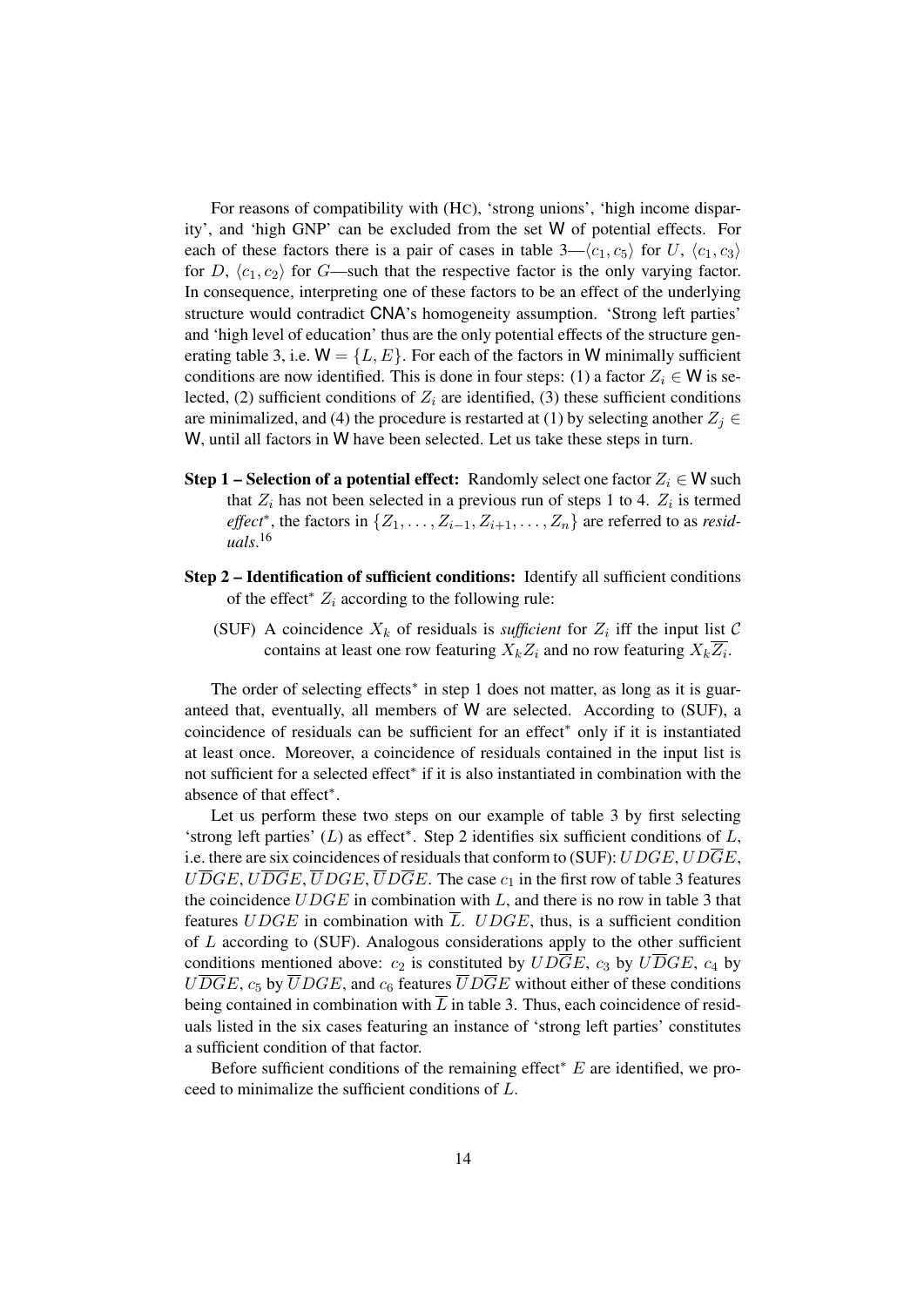For reasons of compatibility with (HC), 'strong unions', 'high income disparity', and 'high GNP' can be excluded from the set W of potential effects. For each of these factors there is a pair of cases in table 3—$\langle c_1, c_5 \rangle$ for $U$, $\langle c_1, c_3 \rangle$ for $D$, $\langle c_1, c_2 \rangle$ for $G$—such that the respective factor is the only varying factor. In consequence, interpreting one of these factors to be an effect of the underlying structure would contradict CNA's homogeneity assumption. 'Strong left parties' and 'high level of education' thus are the only potential effects of the structure generating table 3, i.e. $\mathsf{W} = \{L, E\}$. For each of the factors in W minimally sufficient conditions are now identified. This is done in four steps: (1) a factor $Z_i \in \mathsf{W}$ is selected, (2) sufficient conditions of $Z_i$ are identified, (3) these sufficient conditions are minimalized, and (4) the procedure is restarted at (1) by selecting another $Z_j \in \mathsf{W}$, until all factors in W have been selected. Let us take these steps in turn.

**Step 1 – Selection of a potential effect:** Randomly select one factor $Z_i \in \mathsf{W}$ such that $Z_i$ has not been selected in a previous run of steps 1 to 4. $Z_i$ is termed *effect*$^*$, the factors in $\{Z_1, \ldots, Z_{i-1}, Z_{i+1}, \ldots, Z_n\}$ are referred to as *residuals*.[16]

**Step 2 – Identification of sufficient conditions:** Identify all sufficient conditions of the effect$^*$ $Z_i$ according to the following rule:

(SUF) A coincidence $X_k$ of residuals is *sufficient* for $Z_i$ iff the input list $\mathcal{C}$ contains at least one row featuring $X_k Z_i$ and no row featuring $X_k \overline{Z_i}$.

The order of selecting effects$^*$ in step 1 does not matter, as long as it is guaranteed that, eventually, all members of W are selected. According to (SUF), a coincidence of residuals can be sufficient for an effect$^*$ only if it is instantiated at least once. Moreover, a coincidence of residuals contained in the input list is not sufficient for a selected effect$^*$ if it is also instantiated in combination with the absence of that effect$^*$.

Let us perform these two steps on our example of table 3 by first selecting 'strong left parties' ($L$) as effect$^*$. Step 2 identifies six sufficient conditions of $L$, i.e. there are six coincidences of residuals that conform to (SUF): $UDGE$, $UD\overline{G}E$, $U\overline{D}GE$, $U\overline{D}\overline{G}E$, $\overline{U}DGE$, $\overline{U}D\overline{G}E$. The case $c_1$ in the first row of table 3 features the coincidence $UDGE$ in combination with $L$, and there is no row in table 3 that features $UDGE$ in combination with $\overline{L}$. $UDGE$, thus, is a sufficient condition of $L$ according to (SUF). Analogous considerations apply to the other sufficient conditions mentioned above: $c_2$ is constituted by $UD\overline{G}E$, $c_3$ by $U\overline{D}GE$, $c_4$ by $U\overline{D}\overline{G}E$, $c_5$ by $\overline{U}DGE$, and $c_6$ features $\overline{U}D\overline{G}E$ without either of these conditions being contained in combination with $\overline{L}$ in table 3. Thus, each coincidence of residuals listed in the six cases featuring an instance of 'strong left parties' constitutes a sufficient condition of that factor.

Before sufficient conditions of the remaining effect$^*$ $E$ are identified, we proceed to minimalize the sufficient conditions of $L$.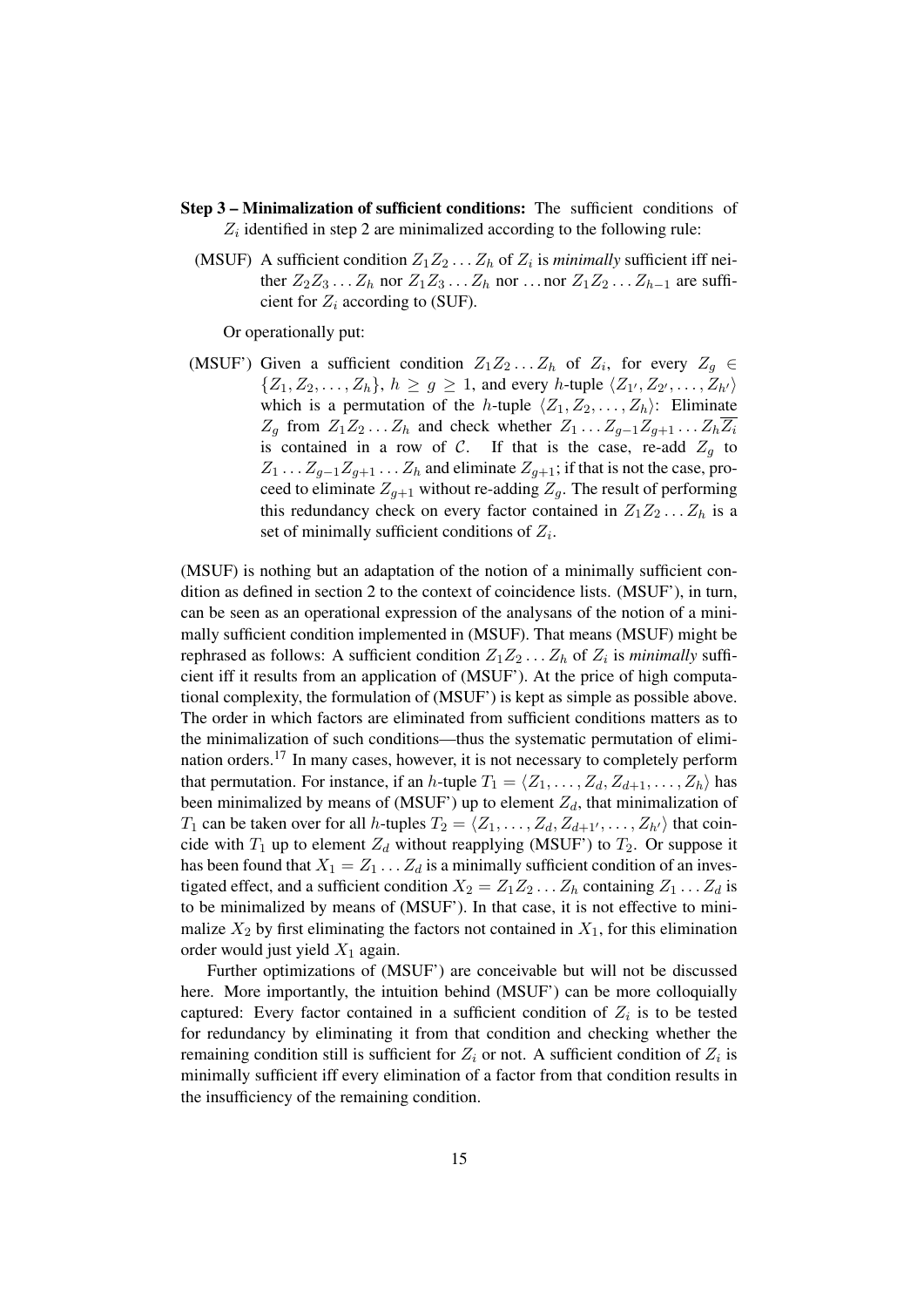**Step 3 – Minimalization of sufficient conditions:** The sufficient conditions of $Z_i$ identified in step 2 are minimalized according to the following rule:

(MSUF) A sufficient condition $Z_1Z_2 \dots Z_h$ of $Z_i$ is *minimally* sufficient iff neither $Z_2Z_3 \dots Z_h$ nor $Z_1Z_3 \dots Z_h$ nor $\dots$ nor $Z_1Z_2 \dots Z_{h-1}$ are sufficient for $Z_i$ according to (SUF).

Or operationally put:

(MSUF') Given a sufficient condition $Z_1Z_2 \dots Z_h$ of $Z_i$, for every $Z_g \in \{Z_1, Z_2, \dots, Z_h\}$, $h \geq g \geq 1$, and every $h$-tuple $\langle Z_{1'}, Z_{2'}, \dots, Z_{h'} \rangle$ which is a permutation of the $h$-tuple $\langle Z_1, Z_2, \dots, Z_h \rangle$: Eliminate $Z_g$ from $Z_1Z_2 \dots Z_h$ and check whether $Z_1 \dots Z_{g-1}Z_{g+1} \dots Z_h\overline{Z_i}$ is contained in a row of $\mathcal{C}$. If that is the case, re-add $Z_g$ to $Z_1 \dots Z_{g-1}Z_{g+1} \dots Z_h$ and eliminate $Z_{g+1}$; if that is not the case, proceed to eliminate $Z_{g+1}$ without re-adding $Z_g$. The result of performing this redundancy check on every factor contained in $Z_1Z_2 \dots Z_h$ is a set of minimally sufficient conditions of $Z_i$.

(MSUF) is nothing but an adaptation of the notion of a minimally sufficient condition as defined in section 2 to the context of coincidence lists. (MSUF'), in turn, can be seen as an operational expression of the analysans of the notion of a minimally sufficient condition implemented in (MSUF). That means (MSUF) might be rephrased as follows: A sufficient condition $Z_1Z_2 \dots Z_h$ of $Z_i$ is *minimally* sufficient iff it results from an application of (MSUF'). At the price of high computational complexity, the formulation of (MSUF') is kept as simple as possible above. The order in which factors are eliminated from sufficient conditions matters as to the minimalization of such conditions—thus the systematic permutation of elimination orders.[17] In many cases, however, it is not necessary to completely perform that permutation. For instance, if an $h$-tuple $T_1 = \langle Z_1, \dots, Z_d, Z_{d+1}, \dots, Z_h \rangle$ has been minimalized by means of (MSUF') up to element $Z_d$, that minimalization of $T_1$ can be taken over for all $h$-tuples $T_2 = \langle Z_1, \dots, Z_d, Z_{d+1'}, \dots, Z_{h'} \rangle$ that coincide with $T_1$ up to element $Z_d$ without reapplying (MSUF') to $T_2$. Or suppose it has been found that $X_1 = Z_1 \dots Z_d$ is a minimally sufficient condition of an investigated effect, and a sufficient condition $X_2 = Z_1Z_2 \dots Z_h$ containing $Z_1 \dots Z_d$ is to be minimalized by means of (MSUF'). In that case, it is not effective to minimalize $X_2$ by first eliminating the factors not contained in $X_1$, for this elimination order would just yield $X_1$ again.

Further optimizations of (MSUF') are conceivable but will not be discussed here. More importantly, the intuition behind (MSUF') can be more colloquially captured: Every factor contained in a sufficient condition of $Z_i$ is to be tested for redundancy by eliminating it from that condition and checking whether the remaining condition still is sufficient for $Z_i$ or not. A sufficient condition of $Z_i$ is minimally sufficient iff every elimination of a factor from that condition results in the insufficiency of the remaining condition.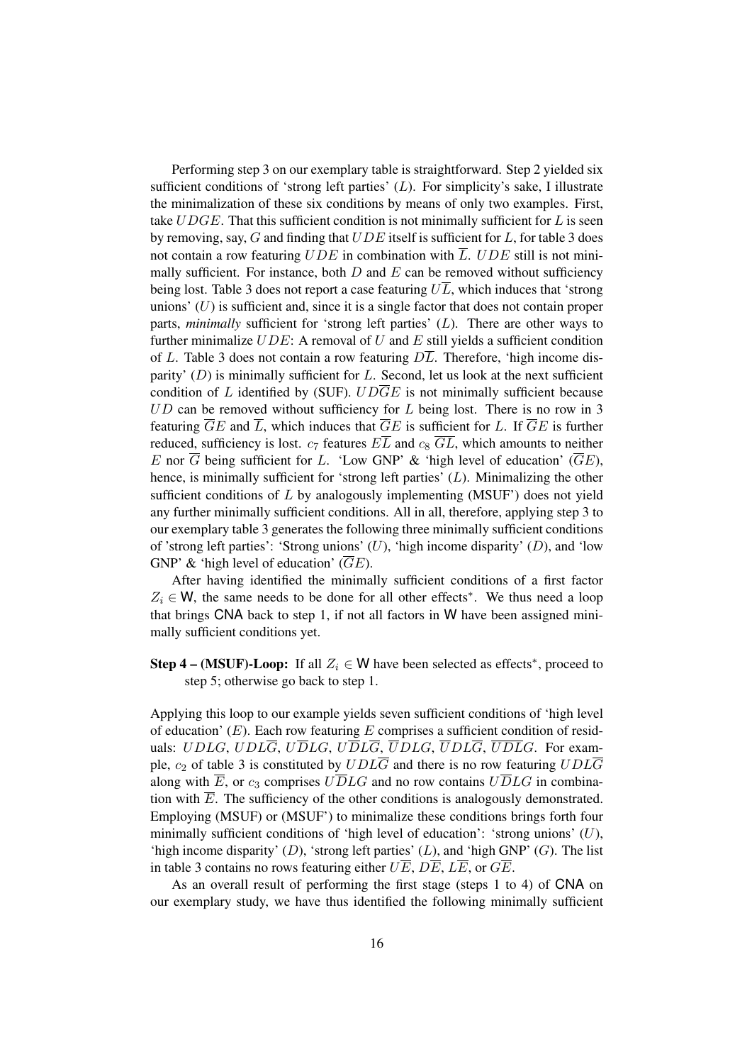Performing step 3 on our exemplary table is straightforward. Step 2 yielded six sufficient conditions of 'strong left parties' ($L$). For simplicity's sake, I illustrate the minimalization of these six conditions by means of only two examples. First, take $UDGE$. That this sufficient condition is not minimally sufficient for $L$ is seen by removing, say, $G$ and finding that $UDE$ itself is sufficient for $L$, for table 3 does not contain a row featuring $UDE$ in combination with $\overline{L}$. $UDE$ still is not minimally sufficient. For instance, both $D$ and $E$ can be removed without sufficiency being lost. Table 3 does not report a case featuring $U\overline{L}$, which induces that 'strong unions' ($U$) is sufficient and, since it is a single factor that does not contain proper parts, *minimally* sufficient for 'strong left parties' ($L$). There are other ways to further minimalize $UDE$: A removal of $U$ and $E$ still yields a sufficient condition of $L$. Table 3 does not contain a row featuring $D\overline{L}$. Therefore, 'high income disparity' ($D$) is minimally sufficient for $L$. Second, let us look at the next sufficient condition of $L$ identified by (SUF). $UD\overline{G}E$ is not minimally sufficient because $UD$ can be removed without sufficiency for $L$ being lost. There is no row in 3 featuring $\overline{G}E$ and $\overline{L}$, which induces that $\overline{G}E$ is sufficient for $L$. If $\overline{G}E$ is further reduced, sufficiency is lost. $c_7$ features $E\overline{L}$ and $c_8$ $\overline{GL}$, which amounts to neither $E$ nor $\overline{G}$ being sufficient for $L$. 'Low GNP' & 'high level of education' ($\overline{G}E$), hence, is minimally sufficient for 'strong left parties' ($L$). Minimalizing the other sufficient conditions of $L$ by analogously implementing (MSUF') does not yield any further minimally sufficient conditions. All in all, therefore, applying step 3 to our exemplary table 3 generates the following three minimally sufficient conditions of 'strong left parties': 'Strong unions' ($U$), 'high income disparity' ($D$), and 'low GNP' & 'high level of education' ($\overline{G}E$).

After having identified the minimally sufficient conditions of a first factor $Z_i \in \mathsf{W}$, the same needs to be done for all other effects*. We thus need a loop that brings CNA back to step 1, if not all factors in W have been assigned minimally sufficient conditions yet.

**Step 4 – (MSUF)-Loop:** If all $Z_i \in \mathsf{W}$ have been selected as effects*, proceed to step 5; otherwise go back to step 1.

Applying this loop to our example yields seven sufficient conditions of 'high level of education' ($E$). Each row featuring $E$ comprises a sufficient condition of residuals: $UDLG$, $UDL\overline{G}$, $U\overline{D}LG$, $U\overline{D}L\overline{G}$, $\overline{U}DLG$, $\overline{U}DL\overline{G}$, $\overline{UDL}G$. For example, $c_2$ of table 3 is constituted by $UDL\overline{G}$ and there is no row featuring $UDL\overline{G}$ along with $\overline{E}$, or $c_3$ comprises $U\overline{D}LG$ and no row contains $U\overline{D}LG$ in combination with $\overline{E}$. The sufficiency of the other conditions is analogously demonstrated. Employing (MSUF) or (MSUF') to minimalize these conditions brings forth four minimally sufficient conditions of 'high level of education': 'strong unions' ($U$), 'high income disparity' ($D$), 'strong left parties' ($L$), and 'high GNP' ($G$). The list in table 3 contains no rows featuring either $U\overline{E}$, $D\overline{E}$, $L\overline{E}$, or $G\overline{E}$.

As an overall result of performing the first stage (steps 1 to 4) of CNA on our exemplary study, we have thus identified the following minimally sufficient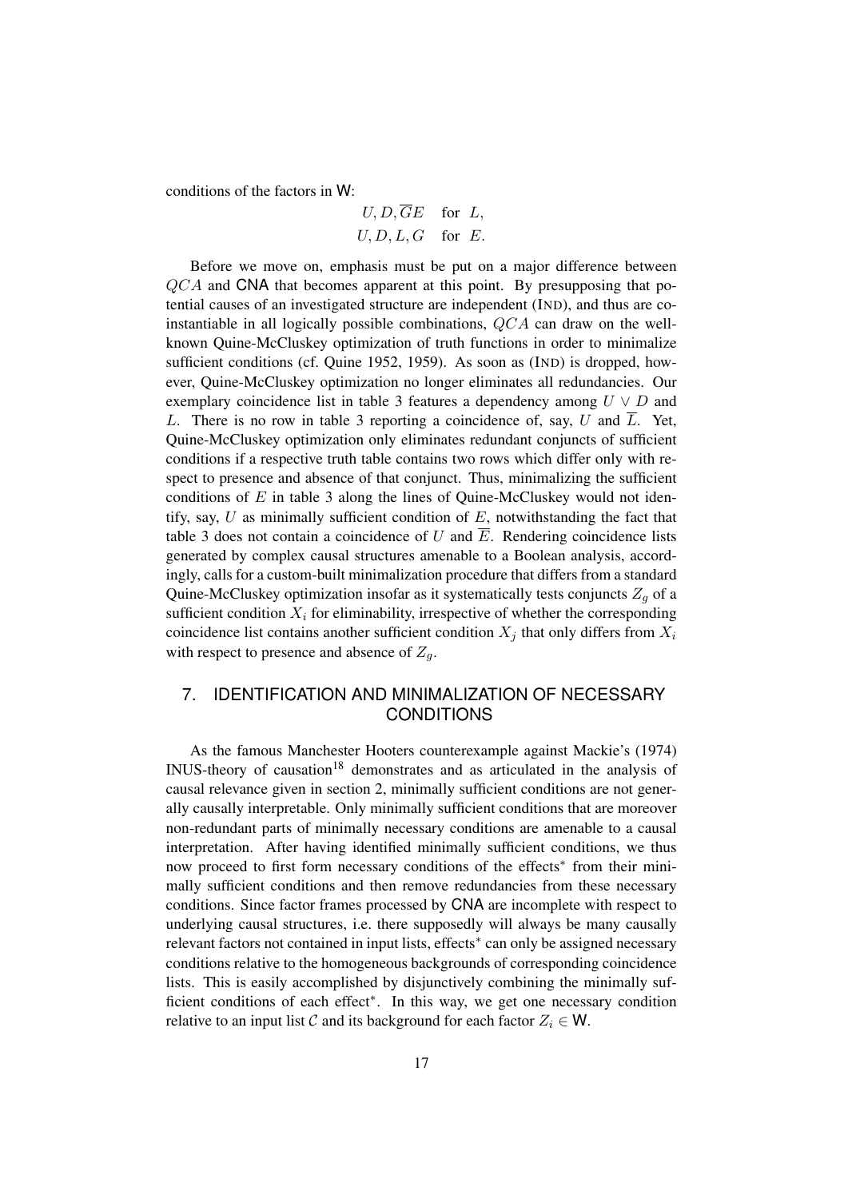conditions of the factors in $\mathsf{W}$:

$$U, D, \overline{G}E \quad \text{for} \;\; L,$$
$$U, D, L, G \quad \text{for} \;\; E.$$

Before we move on, emphasis must be put on a major difference between $QCA$ and **CNA** that becomes apparent at this point. By presupposing that potential causes of an investigated structure are independent (IND), and thus are co-instantiable in all logically possible combinations, $QCA$ can draw on the well-known Quine-McCluskey optimization of truth functions in order to minimalize sufficient conditions (cf. Quine 1952, 1959). As soon as (IND) is dropped, however, Quine-McCluskey optimization no longer eliminates all redundancies. Our exemplary coincidence list in table 3 features a dependency among $U \vee D$ and $L$. There is no row in table 3 reporting a coincidence of, say, $U$ and $\overline{L}$. Yet, Quine-McCluskey optimization only eliminates redundant conjuncts of sufficient conditions if a respective truth table contains two rows which differ only with respect to presence and absence of that conjunct. Thus, minimalizing the sufficient conditions of $E$ in table 3 along the lines of Quine-McCluskey would not identify, say, $U$ as minimally sufficient condition of $E$, notwithstanding the fact that table 3 does not contain a coincidence of $U$ and $\overline{E}$. Rendering coincidence lists generated by complex causal structures amenable to a Boolean analysis, accordingly, calls for a custom-built minimalization procedure that differs from a standard Quine-McCluskey optimization insofar as it systematically tests conjuncts $Z_g$ of a sufficient condition $X_i$ for eliminability, irrespective of whether the corresponding coincidence list contains another sufficient condition $X_j$ that only differs from $X_i$ with respect to presence and absence of $Z_g$.

## 7. IDENTIFICATION AND MINIMALIZATION OF NECESSARY CONDITIONS

As the famous Manchester Hooters counterexample against Mackie's (1974) INUS-theory of causation[18] demonstrates and as articulated in the analysis of causal relevance given in section 2, minimally sufficient conditions are not generally causally interpretable. Only minimally sufficient conditions that are moreover non-redundant parts of minimally necessary conditions are amenable to a causal interpretation. After having identified minimally sufficient conditions, we thus now proceed to first form necessary conditions of the effects$^*$ from their minimally sufficient conditions and then remove redundancies from these necessary conditions. Since factor frames processed by **CNA** are incomplete with respect to underlying causal structures, i.e. there supposedly will always be many causally relevant factors not contained in input lists, effects$^*$ can only be assigned necessary conditions relative to the homogeneous backgrounds of corresponding coincidence lists. This is easily accomplished by disjunctively combining the minimally sufficient conditions of each effect$^*$. In this way, we get one necessary condition relative to an input list $\mathcal{C}$ and its background for each factor $Z_i \in \mathsf{W}$.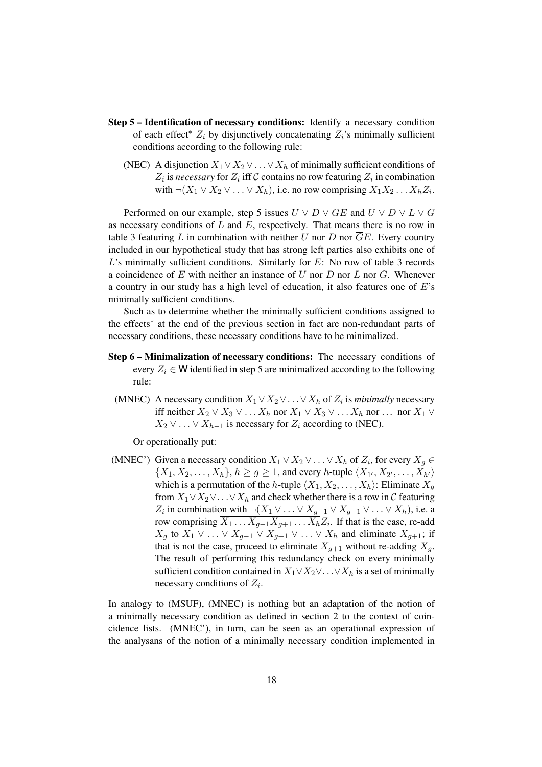**Step 5 – Identification of necessary conditions:** Identify a necessary condition of each effect* $Z_i$ by disjunctively concatenating $Z_i$'s minimally sufficient conditions according to the following rule:

(NEC) A disjunction $X_1 \vee X_2 \vee \ldots \vee X_h$ of minimally sufficient conditions of $Z_i$ is *necessary* for $Z_i$ iff $\mathcal{C}$ contains no row featuring $Z_i$ in combination with $\neg(X_1 \vee X_2 \vee \ldots \vee X_h)$, i.e. no row comprising $\overline{X_1 X_2 \ldots X_h} Z_i$.

Performed on our example, step 5 issues $U \vee D \vee \overline{G}E$ and $U \vee D \vee L \vee G$ as necessary conditions of $L$ and $E$, respectively. That means there is no row in table 3 featuring $L$ in combination with neither $U$ nor $D$ nor $\overline{G}E$. Every country included in our hypothetical study that has strong left parties also exhibits one of $L$'s minimally sufficient conditions. Similarly for $E$: No row of table 3 records a coincidence of $E$ with neither an instance of $U$ nor $D$ nor $L$ nor $G$. Whenever a country in our study has a high level of education, it also features one of $E$'s minimally sufficient conditions.

Such as to determine whether the minimally sufficient conditions assigned to the effects* at the end of the previous section in fact are non-redundant parts of necessary conditions, these necessary conditions have to be minimalized.

**Step 6 – Minimalization of necessary conditions:** The necessary conditions of every $Z_i \in \mathsf{W}$ identified in step 5 are minimalized according to the following rule:

(MNEC) A necessary condition $X_1 \vee X_2 \vee \ldots \vee X_h$ of $Z_i$ is *minimally* necessary iff neither $X_2 \vee X_3 \vee \ldots X_h$ nor $X_1 \vee X_3 \vee \ldots X_h$ nor … nor $X_1 \vee X_2 \vee \ldots \vee X_{h-1}$ is necessary for $Z_i$ according to (NEC).

Or operationally put:

(MNEC') Given a necessary condition $X_1 \vee X_2 \vee \ldots \vee X_h$ of $Z_i$, for every $X_g \in \{X_1, X_2, \ldots, X_h\}$, $h \geq g \geq 1$, and every $h$-tuple $\langle X_{1'}, X_{2'}, \ldots, X_{h'} \rangle$ which is a permutation of the $h$-tuple $\langle X_1, X_2, \ldots, X_h \rangle$: Eliminate $X_g$ from $X_1 \vee X_2 \vee \ldots \vee X_h$ and check whether there is a row in $\mathcal{C}$ featuring $Z_i$ in combination with $\neg(X_1 \vee \ldots \vee X_{g-1} \vee X_{g+1} \vee \ldots \vee X_h)$, i.e. a row comprising $\overline{X_1 \ldots X_{g-1} X_{g+1} \ldots X_h} Z_i$. If that is the case, re-add $X_g$ to $X_1 \vee \ldots \vee X_{g-1} \vee X_{g+1} \vee \ldots \vee X_h$ and eliminate $X_{g+1}$; if that is not the case, proceed to eliminate $X_{g+1}$ without re-adding $X_g$. The result of performing this redundancy check on every minimally sufficient condition contained in $X_1 \vee X_2 \vee \ldots \vee X_h$ is a set of minimally necessary conditions of $Z_i$.

In analogy to (MSUF), (MNEC) is nothing but an adaptation of the notion of a minimally necessary condition as defined in section 2 to the context of coincidence lists. (MNEC'), in turn, can be seen as an operational expression of the analysans of the notion of a minimally necessary condition implemented in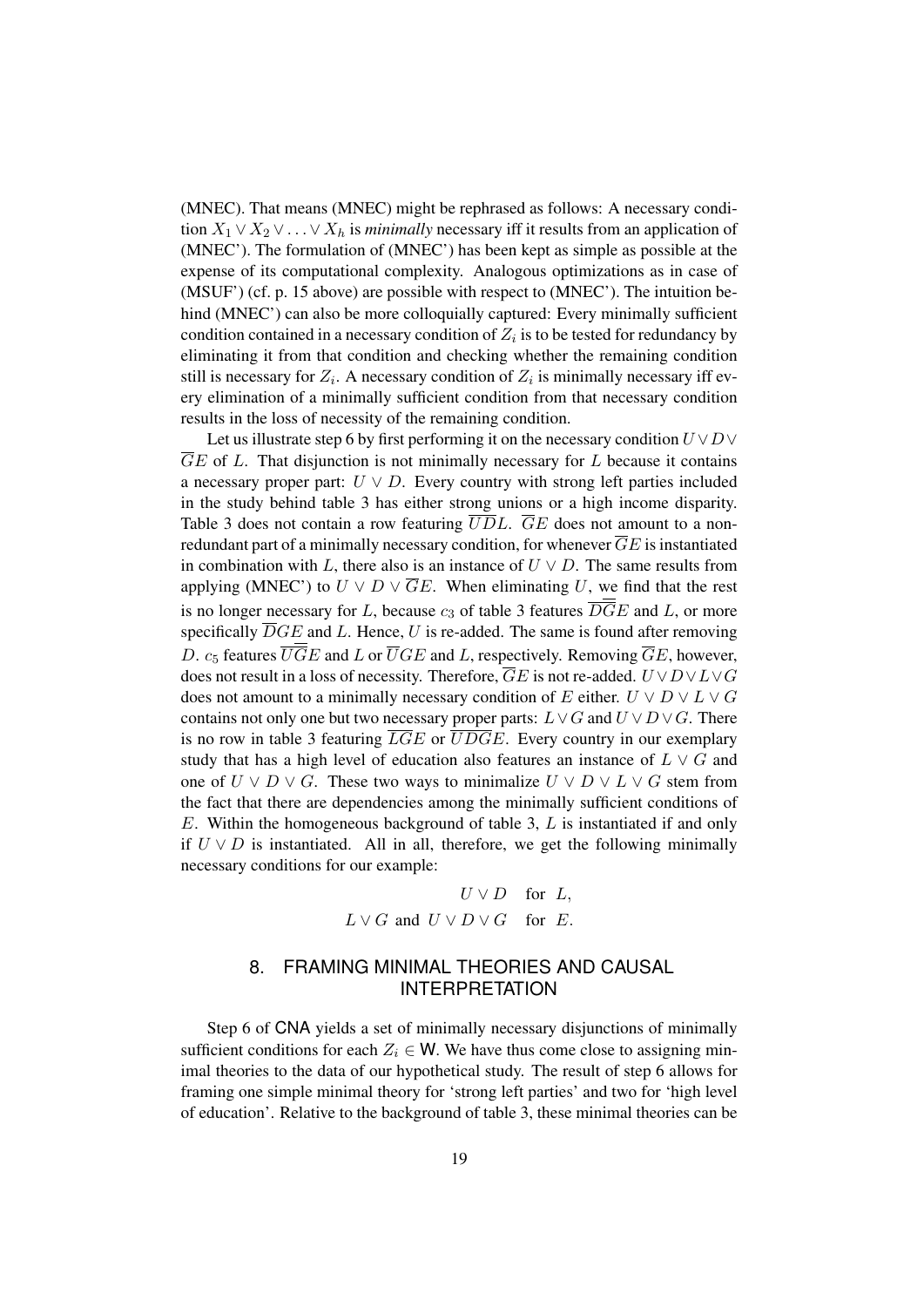(MNEC). That means (MNEC) might be rephrased as follows: A necessary condition $X_1 \vee X_2 \vee \ldots \vee X_h$ is *minimally* necessary iff it results from an application of (MNEC'). The formulation of (MNEC') has been kept as simple as possible at the expense of its computational complexity. Analogous optimizations as in case of (MSUF') (cf. p. 15 above) are possible with respect to (MNEC'). The intuition behind (MNEC') can also be more colloquially captured: Every minimally sufficient condition contained in a necessary condition of $Z_i$ is to be tested for redundancy by eliminating it from that condition and checking whether the remaining condition still is necessary for $Z_i$. A necessary condition of $Z_i$ is minimally necessary iff every elimination of a minimally sufficient condition from that necessary condition results in the loss of necessity of the remaining condition.

Let us illustrate step 6 by first performing it on the necessary condition $U \vee D \vee \overline{G}E$ of $L$. That disjunction is not minimally necessary for $L$ because it contains a necessary proper part: $U \vee D$. Every country with strong left parties included in the study behind table 3 has either strong unions or a high income disparity. Table 3 does not contain a row featuring $\overline{U}\overline{D}L$. $\overline{G}E$ does not amount to a non-redundant part of a minimally necessary condition, for whenever $\overline{G}E$ is instantiated in combination with $L$, there also is an instance of $U \vee D$. The same results from applying (MNEC') to $U \vee D \vee \overline{G}E$. When eliminating $U$, we find that the rest is no longer necessary for $L$, because $c_3$ of table 3 features $\overline{D}\overline{\overline{G}}E$ and $L$, or more specifically $\overline{D}GE$ and $L$. Hence, $U$ is re-added. The same is found after removing $D$. $c_5$ features $\overline{U}\overline{\overline{G}}E$ and $L$ or $\overline{U}GE$ and $L$, respectively. Removing $\overline{G}E$, however, does not result in a loss of necessity. Therefore, $\overline{G}E$ is not re-added. $U \vee D \vee L \vee G$ does not amount to a minimally necessary condition of $E$ either. $U \vee D \vee L \vee G$ contains not only one but two necessary proper parts: $L \vee G$ and $U \vee D \vee G$. There is no row in table 3 featuring $\overline{L}\overline{G}E$ or $\overline{U}\overline{D}\overline{G}E$. Every country in our exemplary study that has a high level of education also features an instance of $L \vee G$ and one of $U \vee D \vee G$. These two ways to minimalize $U \vee D \vee L \vee G$ stem from the fact that there are dependencies among the minimally sufficient conditions of $E$. Within the homogeneous background of table 3, $L$ is instantiated if and only if $U \vee D$ is instantiated. All in all, therefore, we get the following minimally necessary conditions for our example:

$$U \vee D \quad \text{for} \quad L,$$
$$L \vee G \;\text{ and }\; U \vee D \vee G \quad \text{for} \quad E.$$

## 8. FRAMING MINIMAL THEORIES AND CAUSAL INTERPRETATION

Step 6 of CNA yields a set of minimally necessary disjunctions of minimally sufficient conditions for each $Z_i \in \mathsf{W}$. We have thus come close to assigning minimal theories to the data of our hypothetical study. The result of step 6 allows for framing one simple minimal theory for 'strong left parties' and two for 'high level of education'. Relative to the background of table 3, these minimal theories can be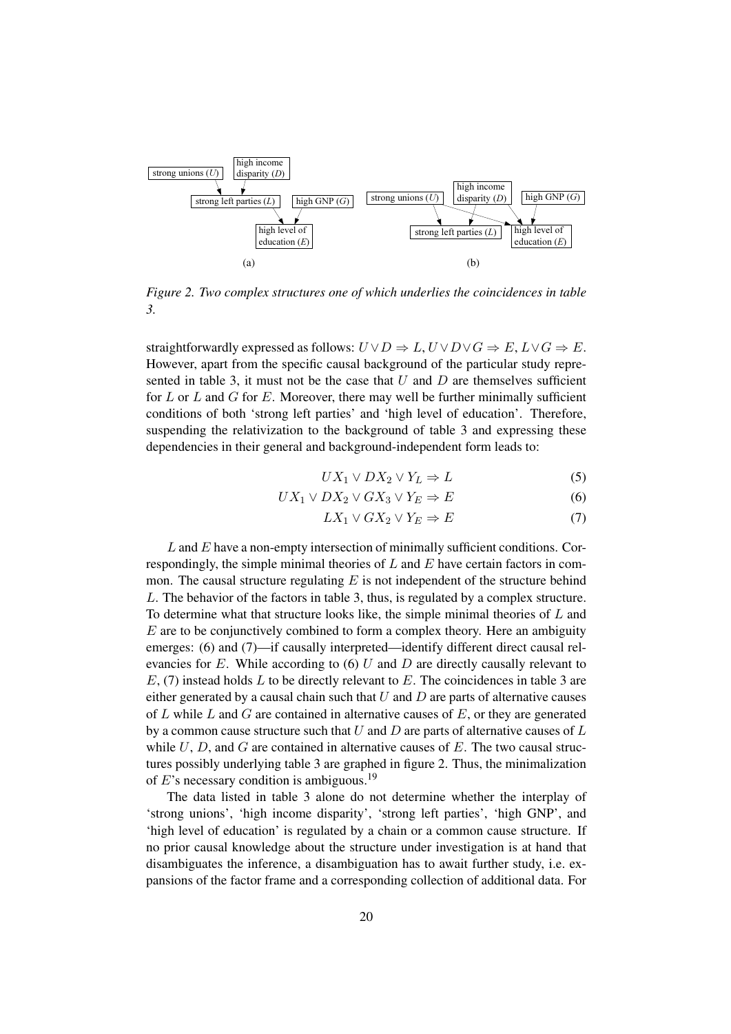*Figure 2. Two complex structures one of which underlies the coincidences in table 3.*

straightforwardly expressed as follows: $U \vee D \Rightarrow L$, $U \vee D \vee G \Rightarrow E$, $L \vee G \Rightarrow E$. However, apart from the specific causal background of the particular study represented in table 3, it must not be the case that $U$ and $D$ are themselves sufficient for $L$ or $L$ and $G$ for $E$. Moreover, there may well be further minimally sufficient conditions of both 'strong left parties' and 'high level of education'. Therefore, suspending the relativization to the background of table 3 and expressing these dependencies in their general and background-independent form leads to:

$$UX_1 \vee DX_2 \vee Y_L \Rightarrow L \tag{5}$$

$$UX_1 \vee DX_2 \vee GX_3 \vee Y_E \Rightarrow E \tag{6}$$

$$LX_1 \vee GX_2 \vee Y_E \Rightarrow E \tag{7}$$

$L$ and $E$ have a non-empty intersection of minimally sufficient conditions. Correspondingly, the simple minimal theories of $L$ and $E$ have certain factors in common. The causal structure regulating $E$ is not independent of the structure behind $L$. The behavior of the factors in table 3, thus, is regulated by a complex structure. To determine what that structure looks like, the simple minimal theories of $L$ and $E$ are to be conjunctively combined to form a complex theory. Here an ambiguity emerges: (6) and (7)—if causally interpreted—identify different direct causal relevancies for $E$. While according to (6) $U$ and $D$ are directly causally relevant to $E$, (7) instead holds $L$ to be directly relevant to $E$. The coincidences in table 3 are either generated by a causal chain such that $U$ and $D$ are parts of alternative causes of $L$ while $L$ and $G$ are contained in alternative causes of $E$, or they are generated by a common cause structure such that $U$ and $D$ are parts of alternative causes of $L$ while $U$, $D$, and $G$ are contained in alternative causes of $E$. The two causal structures possibly underlying table 3 are graphed in figure 2. Thus, the minimalization of $E$'s necessary condition is ambiguous.[19]

The data listed in table 3 alone do not determine whether the interplay of 'strong unions', 'high income disparity', 'strong left parties', 'high GNP', and 'high level of education' is regulated by a chain or a common cause structure. If no prior causal knowledge about the structure under investigation is at hand that disambiguates the inference, a disambiguation has to await further study, i.e. expansions of the factor frame and a corresponding collection of additional data. For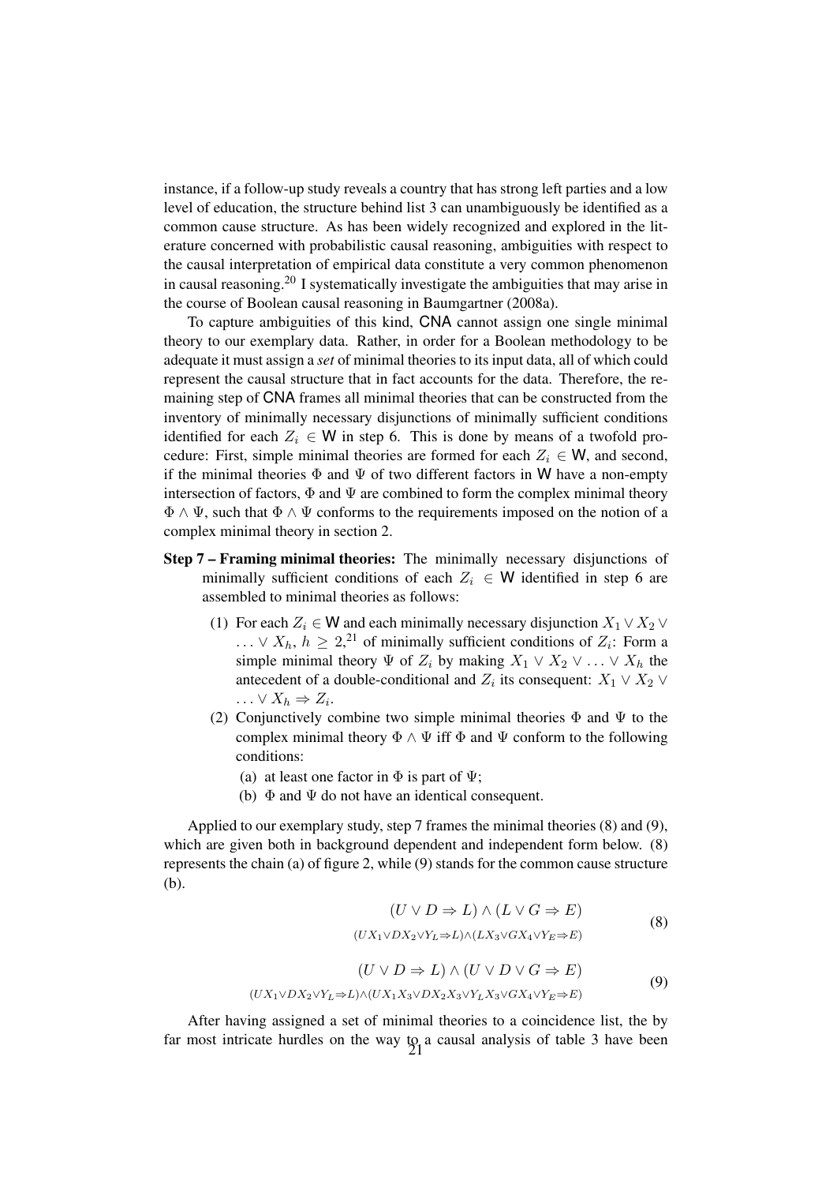instance, if a follow-up study reveals a country that has strong left parties and a low level of education, the structure behind list 3 can unambiguously be identified as a common cause structure. As has been widely recognized and explored in the literature concerned with probabilistic causal reasoning, ambiguities with respect to the causal interpretation of empirical data constitute a very common phenomenon in causal reasoning.[20] I systematically investigate the ambiguities that may arise in the course of Boolean causal reasoning in Baumgartner (2008a).

To capture ambiguities of this kind, CNA cannot assign one single minimal theory to our exemplary data. Rather, in order for a Boolean methodology to be adequate it must assign a *set* of minimal theories to its input data, all of which could represent the causal structure that in fact accounts for the data. Therefore, the remaining step of CNA frames all minimal theories that can be constructed from the inventory of minimally necessary disjunctions of minimally sufficient conditions identified for each $Z_i \in \mathsf{W}$ in step 6. This is done by means of a twofold procedure: First, simple minimal theories are formed for each $Z_i \in \mathsf{W}$, and second, if the minimal theories $\Phi$ and $\Psi$ of two different factors in $\mathsf{W}$ have a non-empty intersection of factors, $\Phi$ and $\Psi$ are combined to form the complex minimal theory $\Phi \wedge \Psi$, such that $\Phi \wedge \Psi$ conforms to the requirements imposed on the notion of a complex minimal theory in section 2.

**Step 7 – Framing minimal theories:** The minimally necessary disjunctions of minimally sufficient conditions of each $Z_i \in \mathsf{W}$ identified in step 6 are assembled to minimal theories as follows:

(1) For each $Z_i \in \mathsf{W}$ and each minimally necessary disjunction $X_1 \vee X_2 \vee \ldots \vee X_h$, $h \geq 2$,[21] of minimally sufficient conditions of $Z_i$: Form a simple minimal theory $\Psi$ of $Z_i$ by making $X_1 \vee X_2 \vee \ldots \vee X_h$ the antecedent of a double-conditional and $Z_i$ its consequent: $X_1 \vee X_2 \vee \ldots \vee X_h \Rightarrow Z_i$.

(2) Conjunctively combine two simple minimal theories $\Phi$ and $\Psi$ to the complex minimal theory $\Phi \wedge \Psi$ iff $\Phi$ and $\Psi$ conform to the following conditions:

  (a) at least one factor in $\Phi$ is part of $\Psi$;

  (b) $\Phi$ and $\Psi$ do not have an identical consequent.

Applied to our exemplary study, step 7 frames the minimal theories (8) and (9), which are given both in background dependent and independent form below. (8) represents the chain (a) of figure 2, while (9) stands for the common cause structure (b).

$$(U \vee D \Rightarrow L) \wedge (L \vee G \Rightarrow E)$$
$$(UX_1 \vee DX_2 \vee Y_L \Rightarrow L) \wedge (LX_3 \vee GX_4 \vee Y_E \Rightarrow E) \tag{8}$$

$$(U \vee D \Rightarrow L) \wedge (U \vee D \vee G \Rightarrow E)$$
$$(UX_1 \vee DX_2 \vee Y_L \Rightarrow L) \wedge (UX_1X_3 \vee DX_2X_3 \vee Y_LX_3 \vee GX_4 \vee Y_E \Rightarrow E) \tag{9}$$

After having assigned a set of minimal theories to a coincidence list, the by far most intricate hurdles on the way to a causal analysis of table 3 have been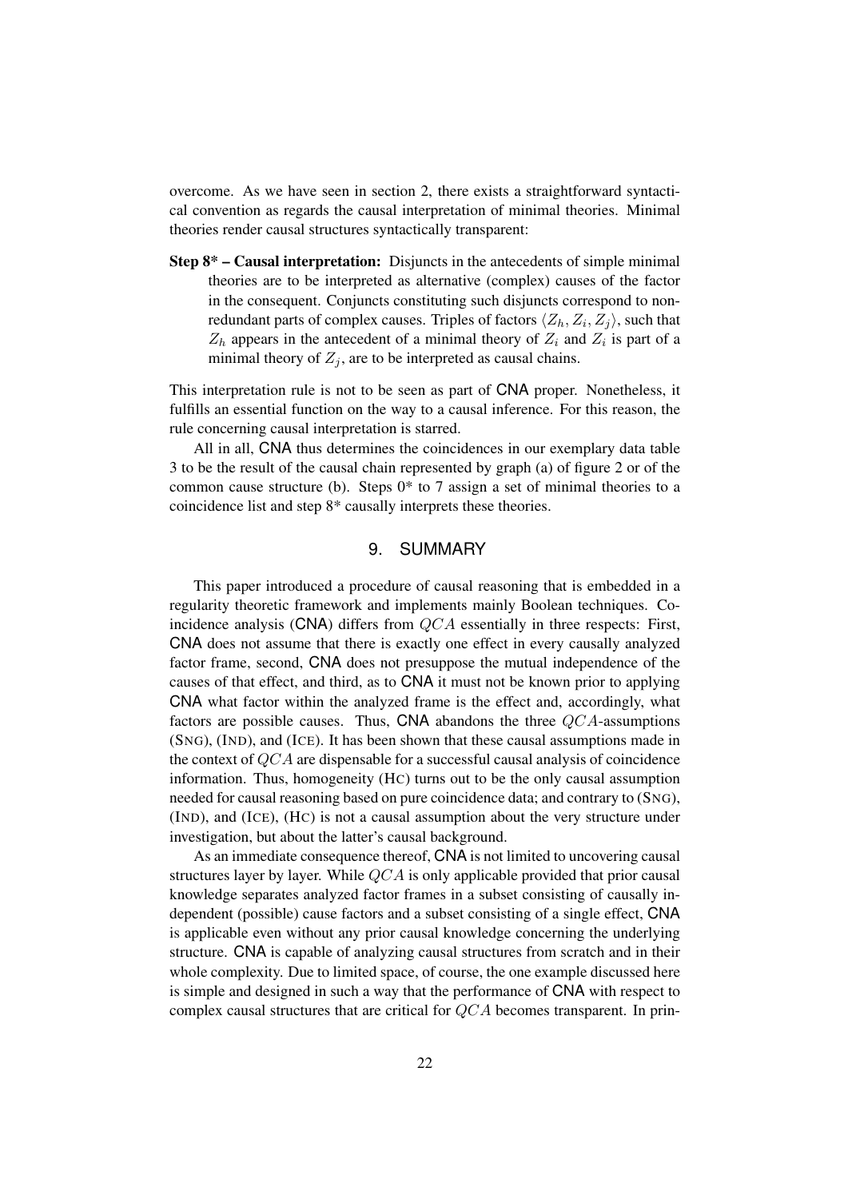overcome. As we have seen in section 2, there exists a straightforward syntactical convention as regards the causal interpretation of minimal theories. Minimal theories render causal structures syntactically transparent:

**Step 8* – Causal interpretation:** Disjuncts in the antecedents of simple minimal theories are to be interpreted as alternative (complex) causes of the factor in the consequent. Conjuncts constituting such disjuncts correspond to non-redundant parts of complex causes. Triples of factors $\langle Z_h, Z_i, Z_j \rangle$, such that $Z_h$ appears in the antecedent of a minimal theory of $Z_i$ and $Z_i$ is part of a minimal theory of $Z_j$, are to be interpreted as causal chains.

This interpretation rule is not to be seen as part of CNA proper. Nonetheless, it fulfills an essential function on the way to a causal inference. For this reason, the rule concerning causal interpretation is starred.

All in all, CNA thus determines the coincidences in our exemplary data table 3 to be the result of the causal chain represented by graph (a) of figure 2 or of the common cause structure (b). Steps 0* to 7 assign a set of minimal theories to a coincidence list and step 8* causally interprets these theories.

## 9. SUMMARY

This paper introduced a procedure of causal reasoning that is embedded in a regularity theoretic framework and implements mainly Boolean techniques. Coincidence analysis (CNA) differs from $QCA$ essentially in three respects: First, CNA does not assume that there is exactly one effect in every causally analyzed factor frame, second, CNA does not presuppose the mutual independence of the causes of that effect, and third, as to CNA it must not be known prior to applying CNA what factor within the analyzed frame is the effect and, accordingly, what factors are possible causes. Thus, CNA abandons the three $QCA$-assumptions (SNG), (IND), and (ICE). It has been shown that these causal assumptions made in the context of $QCA$ are dispensable for a successful causal analysis of coincidence information. Thus, homogeneity (HC) turns out to be the only causal assumption needed for causal reasoning based on pure coincidence data; and contrary to (SNG), (IND), and (ICE), (HC) is not a causal assumption about the very structure under investigation, but about the latter's causal background.

As an immediate consequence thereof, CNA is not limited to uncovering causal structures layer by layer. While $QCA$ is only applicable provided that prior causal knowledge separates analyzed factor frames in a subset consisting of causally independent (possible) cause factors and a subset consisting of a single effect, CNA is applicable even without any prior causal knowledge concerning the underlying structure. CNA is capable of analyzing causal structures from scratch and in their whole complexity. Due to limited space, of course, the one example discussed here is simple and designed in such a way that the performance of CNA with respect to complex causal structures that are critical for $QCA$ becomes transparent. In prin-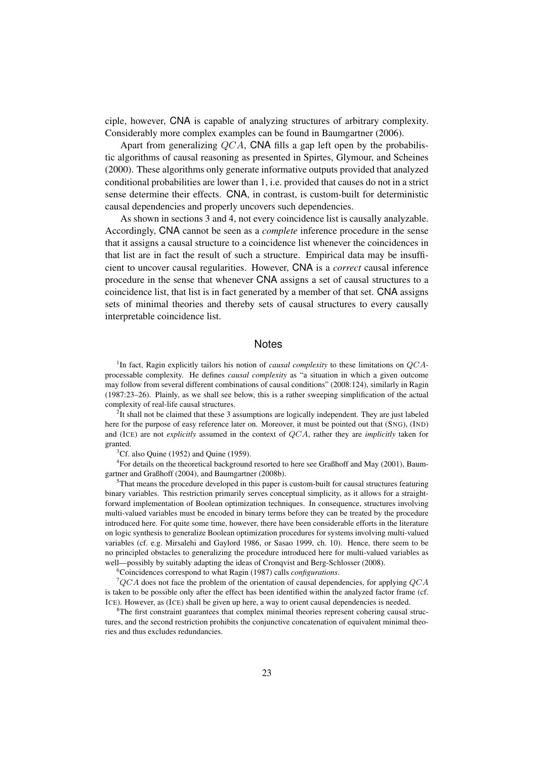ciple, however, CNA is capable of analyzing structures of arbitrary complexity. Considerably more complex examples can be found in Baumgartner (2006).

Apart from generalizing $QCA$, CNA fills a gap left open by the probabilistic algorithms of causal reasoning as presented in Spirtes, Glymour, and Scheines (2000). These algorithms only generate informative outputs provided that analyzed conditional probabilities are lower than 1, i.e. provided that causes do not in a strict sense determine their effects. CNA, in contrast, is custom-built for deterministic causal dependencies and properly uncovers such dependencies.

As shown in sections 3 and 4, not every coincidence list is causally analyzable. Accordingly, CNA cannot be seen as a *complete* inference procedure in the sense that it assigns a causal structure to a coincidence list whenever the coincidences in that list are in fact the result of such a structure. Empirical data may be insufficient to uncover causal regularities. However, CNA is a *correct* causal inference procedure in the sense that whenever CNA assigns a set of causal structures to a coincidence list, that list is in fact generated by a member of that set. CNA assigns sets of minimal theories and thereby sets of causal structures to every causally interpretable coincidence list.

## Notes

[1]In fact, Ragin explicitly tailors his notion of *causal complexity* to these limitations on $QCA$-processable complexity. He defines *causal complexity* as "a situation in which a given outcome may follow from several different combinations of causal conditions" (2008:124), similarly in Ragin (1987:23–26). Plainly, as we shall see below, this is a rather sweeping simplification of the actual complexity of real-life causal structures.

[2]It shall not be claimed that these 3 assumptions are logically independent. They are just labeled here for the purpose of easy reference later on. Moreover, it must be pointed out that (SNG), (IND) and (ICE) are not *explicitly* assumed in the context of $QCA$, rather they are *implicitly* taken for granted.

[3]Cf. also Quine (1952) and Quine (1959).

[4]For details on the theoretical background resorted to here see Graßhoff and May (2001), Baumgartner and Graßhoff (2004), and Baumgartner (2008b).

[5]That means the procedure developed in this paper is custom-built for causal structures featuring binary variables. This restriction primarily serves conceptual simplicity, as it allows for a straightforward implementation of Boolean optimization techniques. In consequence, structures involving multi-valued variables must be encoded in binary terms before they can be treated by the procedure introduced here. For quite some time, however, there have been considerable efforts in the literature on logic synthesis to generalize Boolean optimization procedures for systems involving multi-valued variables (cf. e.g. Mirsalehi and Gaylord 1986, or Sasao 1999, ch. 10). Hence, there seem to be no principled obstacles to generalizing the procedure introduced here for multi-valued variables as well—possibly by suitably adapting the ideas of Cronqvist and Berg-Schlosser (2008).

[6]Coincidences correspond to what Ragin (1987) calls *configurations*.

[7]$QCA$ does not face the problem of the orientation of causal dependencies, for applying $QCA$ is taken to be possible only after the effect has been identified within the analyzed factor frame (cf. ICE). However, as (ICE) shall be given up here, a way to orient causal dependencies is needed.

[8]The first constraint guarantees that complex minimal theories represent cohering causal structures, and the second restriction prohibits the conjunctive concatenation of equivalent minimal theories and thus excludes redundancies.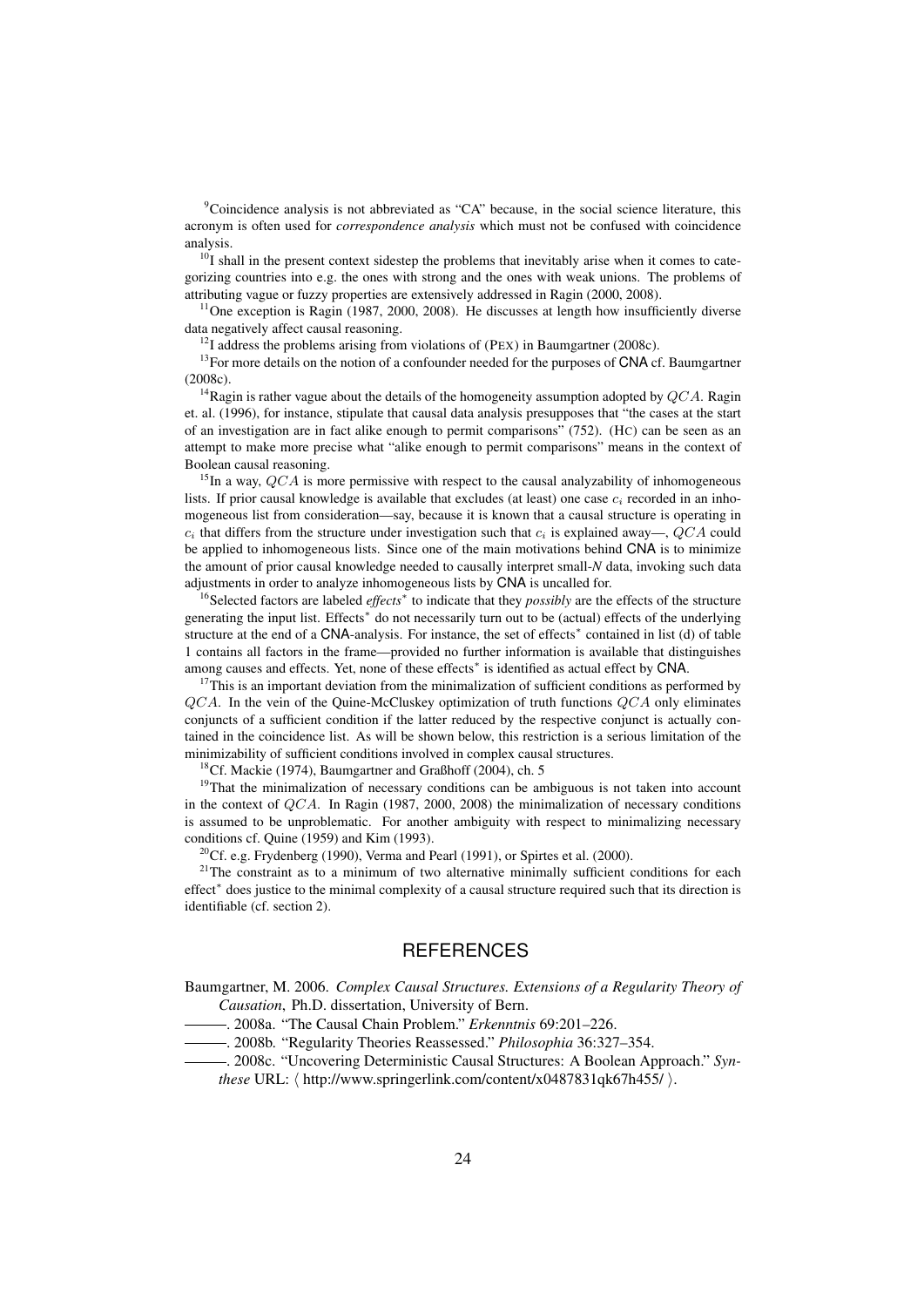[9]Coincidence analysis is not abbreviated as "CA" because, in the social science literature, this acronym is often used for *correspondence analysis* which must not be confused with coincidence analysis.

[10]I shall in the present context sidestep the problems that inevitably arise when it comes to categorizing countries into e.g. the ones with strong and the ones with weak unions. The problems of attributing vague or fuzzy properties are extensively addressed in Ragin (2000, 2008).

[11]One exception is Ragin (1987, 2000, 2008). He discusses at length how insufficiently diverse data negatively affect causal reasoning.

[12]I address the problems arising from violations of (PEX) in Baumgartner (2008c).

[13]For more details on the notion of a confounder needed for the purposes of CNA cf. Baumgartner (2008c).

[14]Ragin is rather vague about the details of the homogeneity assumption adopted by $QCA$. Ragin et. al. (1996), for instance, stipulate that causal data analysis presupposes that "the cases at the start of an investigation are in fact alike enough to permit comparisons" (752). (HC) can be seen as an attempt to make more precise what "alike enough to permit comparisons" means in the context of Boolean causal reasoning.

[15]In a way, $QCA$ is more permissive with respect to the causal analyzability of inhomogeneous lists. If prior causal knowledge is available that excludes (at least) one case $c_i$ recorded in an inhomogeneous list from consideration—say, because it is known that a causal structure is operating in $c_i$ that differs from the structure under investigation such that $c_i$ is explained away—, $QCA$ could be applied to inhomogeneous lists. Since one of the main motivations behind CNA is to minimize the amount of prior causal knowledge needed to causally interpret small-*N* data, invoking such data adjustments in order to analyze inhomogeneous lists by CNA is uncalled for.

[16]Selected factors are labeled *effects*$^*$ to indicate that they *possibly* are the effects of the structure generating the input list. Effects$^*$ do not necessarily turn out to be (actual) effects of the underlying structure at the end of a CNA-analysis. For instance, the set of effects$^*$ contained in list (d) of table 1 contains all factors in the frame—provided no further information is available that distinguishes among causes and effects. Yet, none of these effects$^*$ is identified as actual effect by CNA.

[17]This is an important deviation from the minimalization of sufficient conditions as performed by $QCA$. In the vein of the Quine-McCluskey optimization of truth functions $QCA$ only eliminates conjuncts of a sufficient condition if the latter reduced by the respective conjunct is actually contained in the coincidence list. As will be shown below, this restriction is a serious limitation of the minimizability of sufficient conditions involved in complex causal structures.

[18]Cf. Mackie (1974), Baumgartner and Graßhoff (2004), ch. 5

[19]That the minimalization of necessary conditions can be ambiguous is not taken into account in the context of $QCA$. In Ragin (1987, 2000, 2008) the minimalization of necessary conditions is assumed to be unproblematic. For another ambiguity with respect to minimalizing necessary conditions cf. Quine (1959) and Kim (1993).

[20]Cf. e.g. Frydenberg (1990), Verma and Pearl (1991), or Spirtes et al. (2000).

[21]The constraint as to a minimum of two alternative minimally sufficient conditions for each effect$^*$ does justice to the minimal complexity of a causal structure required such that its direction is identifiable (cf. section 2).

# REFERENCES

Baumgartner, M. 2006. *Complex Causal Structures. Extensions of a Regularity Theory of Causation*, Ph.D. dissertation, University of Bern.

———. 2008a. "The Causal Chain Problem." *Erkenntnis* 69:201–226.

———. 2008b. "Regularity Theories Reassessed." *Philosophia* 36:327–354.

———. 2008c. "Uncovering Deterministic Causal Structures: A Boolean Approach." *Synthese* URL: ⟨ http://www.springerlink.com/content/x0487831qk67h455/ ⟩.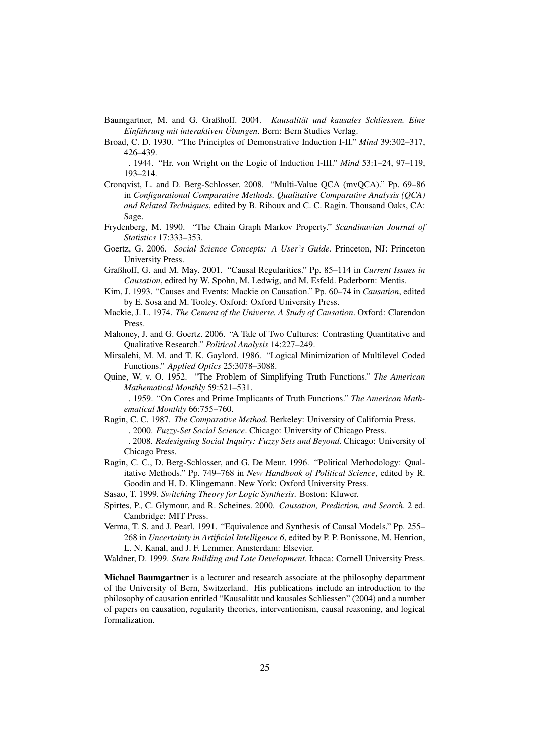Baumgartner, M. and G. Graßhoff. 2004. *Kausalität und kausales Schliessen. Eine Einführung mit interaktiven Übungen*. Bern: Bern Studies Verlag.

Broad, C. D. 1930. "The Principles of Demonstrative Induction I-II." *Mind* 39:302–317, 426–439.

———. 1944. "Hr. von Wright on the Logic of Induction I-III." *Mind* 53:1–24, 97–119, 193–214.

Cronqvist, L. and D. Berg-Schlosser. 2008. "Multi-Value QCA (mvQCA)." Pp. 69–86 in *Configurational Comparative Methods. Qualitative Comparative Analysis (QCA) and Related Techniques*, edited by B. Rihoux and C. C. Ragin. Thousand Oaks, CA: Sage.

Frydenberg, M. 1990. "The Chain Graph Markov Property." *Scandinavian Journal of Statistics* 17:333–353.

Goertz, G. 2006. *Social Science Concepts: A User's Guide*. Princeton, NJ: Princeton University Press.

Graßhoff, G. and M. May. 2001. "Causal Regularities." Pp. 85–114 in *Current Issues in Causation*, edited by W. Spohn, M. Ledwig, and M. Esfeld. Paderborn: Mentis.

Kim, J. 1993. "Causes and Events: Mackie on Causation." Pp. 60–74 in *Causation*, edited by E. Sosa and M. Tooley. Oxford: Oxford University Press.

Mackie, J. L. 1974. *The Cement of the Universe. A Study of Causation*. Oxford: Clarendon Press.

Mahoney, J. and G. Goertz. 2006. "A Tale of Two Cultures: Contrasting Quantitative and Qualitative Research." *Political Analysis* 14:227–249.

Mirsalehi, M. M. and T. K. Gaylord. 1986. "Logical Minimization of Multilevel Coded Functions." *Applied Optics* 25:3078–3088.

Quine, W. v. O. 1952. "The Problem of Simplifying Truth Functions." *The American Mathematical Monthly* 59:521–531.

———. 1959. "On Cores and Prime Implicants of Truth Functions." *The American Mathematical Monthly* 66:755–760.

Ragin, C. C. 1987. *The Comparative Method*. Berkeley: University of California Press.

———. 2000. *Fuzzy-Set Social Science*. Chicago: University of Chicago Press.

———. 2008. *Redesigning Social Inquiry: Fuzzy Sets and Beyond*. Chicago: University of Chicago Press.

Ragin, C. C., D. Berg-Schlosser, and G. De Meur. 1996. "Political Methodology: Qualitative Methods." Pp. 749–768 in *New Handbook of Political Science*, edited by R. Goodin and H. D. Klingemann. New York: Oxford University Press.

Sasao, T. 1999. *Switching Theory for Logic Synthesis*. Boston: Kluwer.

Spirtes, P., C. Glymour, and R. Scheines. 2000. *Causation, Prediction, and Search*. 2 ed. Cambridge: MIT Press.

Verma, T. S. and J. Pearl. 1991. "Equivalence and Synthesis of Causal Models." Pp. 255–268 in *Uncertainty in Artificial Intelligence 6*, edited by P. P. Bonissone, M. Henrion, L. N. Kanal, and J. F. Lemmer. Amsterdam: Elsevier.

Waldner, D. 1999. *State Building and Late Development*. Ithaca: Cornell University Press.

**Michael Baumgartner** is a lecturer and research associate at the philosophy department of the University of Bern, Switzerland. His publications include an introduction to the philosophy of causation entitled "Kausalität und kausales Schliessen" (2004) and a number of papers on causation, regularity theories, interventionism, causal reasoning, and logical formalization.